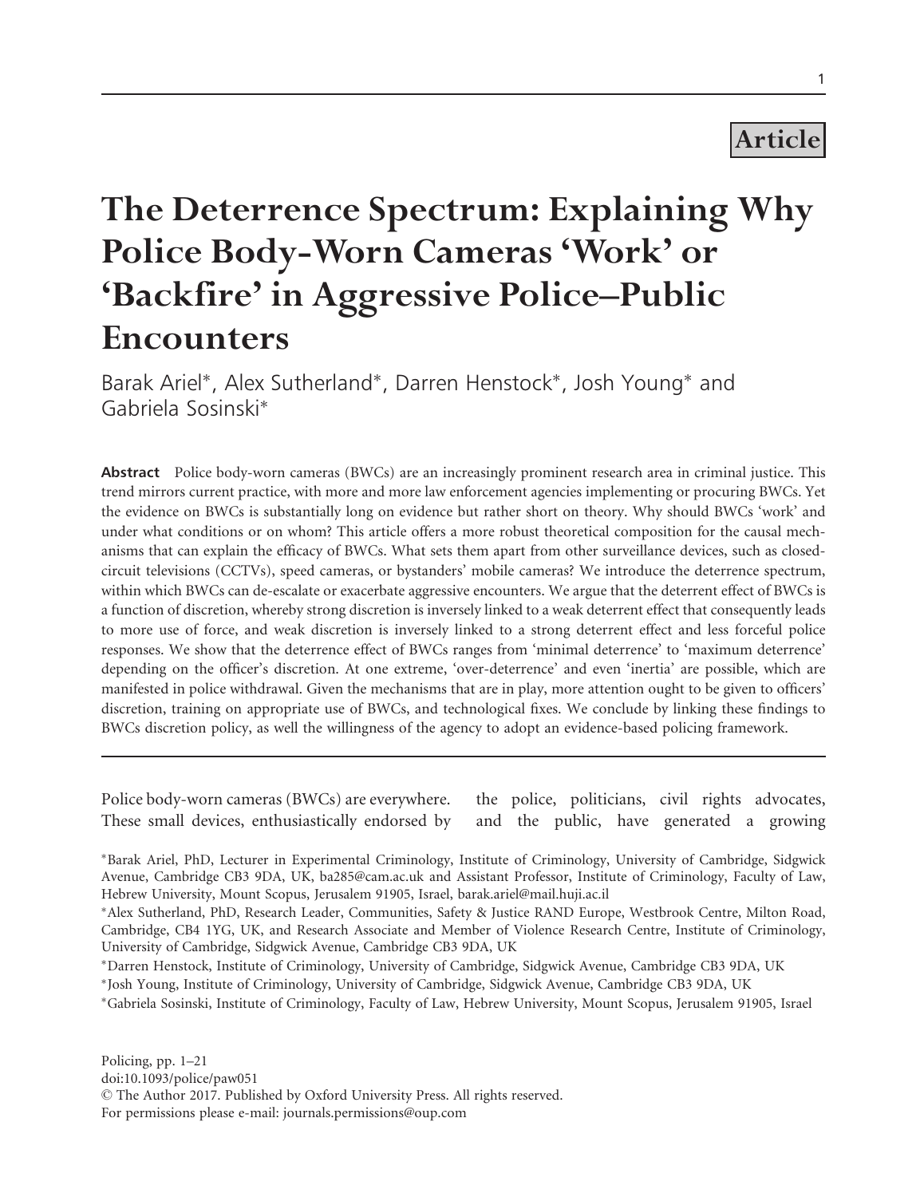Article

# The Deterrence Spectrum: Explaining Why Police Body-Worn Cameras 'Work' or 'Backfire' in Aggressive Police–Public Encounters

Barak Ariel*, Alex Sutherland*, Darren Henstock*, Josh Young* and Gabriela Sosinski*

**Abstract** Police body-worn cameras (BWCs) are an increasingly prominent research area in criminal justice. This trend mirrors current practice, with more and more law enforcement agencies implementing or procuring BWCs. Yet the evidence on BWCs is substantially long on evidence but rather short on theory. Why should BWCs 'work' and under what conditions or on whom? This article offers a more robust theoretical composition for the causal mechanisms that can explain the efficacy of BWCs. What sets them apart from other surveillance devices, such as closed-circuit televisions (CCTVs), speed cameras, or bystanders' mobile cameras? We introduce the deterrence spectrum, within which BWCs can de-escalate or exacerbate aggressive encounters. We argue that the deterrent effect of BWCs is a function of discretion, whereby strong discretion is inversely linked to a weak deterrent effect that consequently leads to more use of force, and weak discretion is inversely linked to a strong deterrent effect and less forceful police responses. We show that the deterrence effect of BWCs ranges from 'minimal deterrence' to 'maximum deterrence' depending on the officer's discretion. At one extreme, 'over-deterrence' and even 'inertia' are possible, which are manifested in police withdrawal. Given the mechanisms that are in play, more attention ought to be given to officers' discretion, training on appropriate use of BWCs, and technological fixes. We conclude by linking these findings to BWCs discretion policy, as well the willingness of the agency to adopt an evidence-based policing framework.

Police body-worn cameras (BWCs) are everywhere. These small devices, enthusiastically endorsed by the police, politicians, civil rights advocates, and the public, have generated a growing

*Barak Ariel, PhD, Lecturer in Experimental Criminology, Institute of Criminology, University of Cambridge, Sidgwick Avenue, Cambridge CB3 9DA, UK, ba285@cam.ac.uk and Assistant Professor, Institute of Criminology, Faculty of Law, Hebrew University, Mount Scopus, Jerusalem 91905, Israel, barak.ariel@mail.huji.ac.il

*Alex Sutherland, PhD, Research Leader, Communities, Safety & Justice RAND Europe, Westbrook Centre, Milton Road, Cambridge, CB4 1YG, UK, and Research Associate and Member of Violence Research Centre, Institute of Criminology, University of Cambridge, Sidgwick Avenue, Cambridge CB3 9DA, UK

*Darren Henstock, Institute of Criminology, University of Cambridge, Sidgwick Avenue, Cambridge CB3 9DA, UK

*Josh Young, Institute of Criminology, University of Cambridge, Sidgwick Avenue, Cambridge CB3 9DA, UK

*Gabriela Sosinski, Institute of Criminology, Faculty of Law, Hebrew University, Mount Scopus, Jerusalem 91905, Israel

Policing, pp. 1–21
doi:10.1093/police/paw051
© The Author 2017. Published by Oxford University Press. All rights reserved.
For permissions please e-mail: journals.permissions@oup.com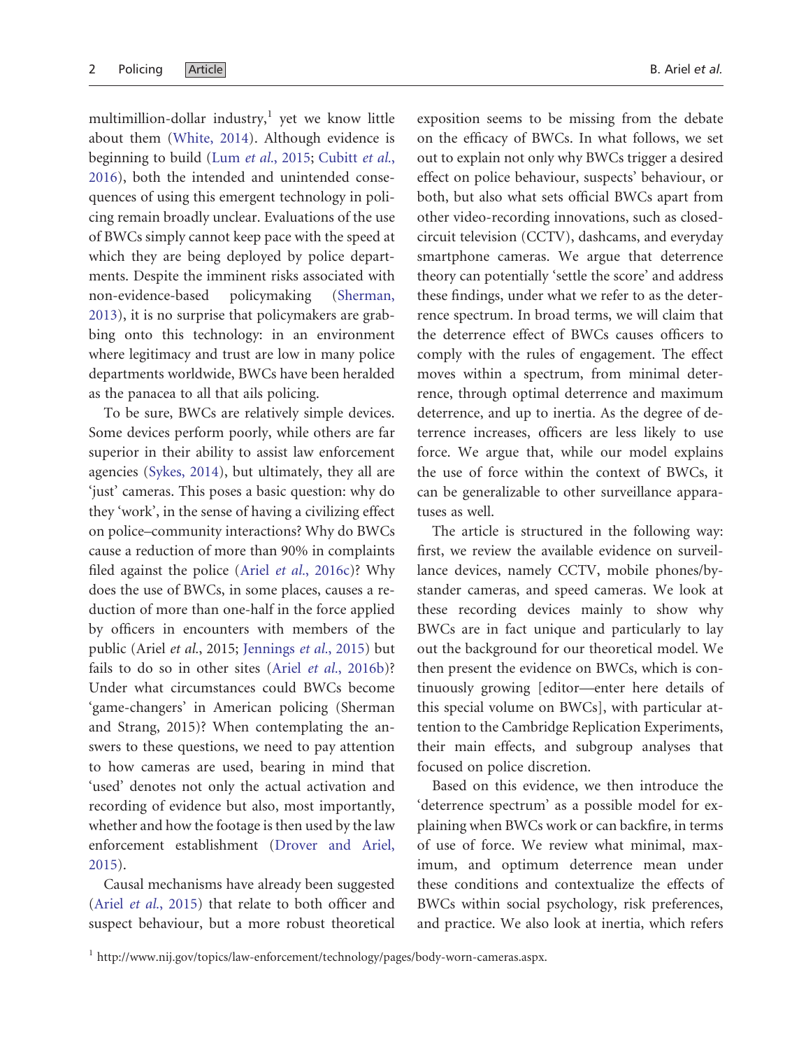multimillion-dollar industry,[1] yet we know little about them (White, 2014). Although evidence is beginning to build (Lum *et al.*, 2015; Cubitt *et al.*, 2016), both the intended and unintended consequences of using this emergent technology in policing remain broadly unclear. Evaluations of the use of BWCs simply cannot keep pace with the speed at which they are being deployed by police departments. Despite the imminent risks associated with non-evidence-based policymaking (Sherman, 2013), it is no surprise that policymakers are grabbing onto this technology: in an environment where legitimacy and trust are low in many police departments worldwide, BWCs have been heralded as the panacea to all that ails policing.

To be sure, BWCs are relatively simple devices. Some devices perform poorly, while others are far superior in their ability to assist law enforcement agencies (Sykes, 2014), but ultimately, they all are 'just' cameras. This poses a basic question: why do they 'work', in the sense of having a civilizing effect on police–community interactions? Why do BWCs cause a reduction of more than 90% in complaints filed against the police (Ariel *et al.*, 2016c)? Why does the use of BWCs, in some places, causes a reduction of more than one-half in the force applied by officers in encounters with members of the public (Ariel *et al.*, 2015; Jennings *et al.*, 2015) but fails to do so in other sites (Ariel *et al.*, 2016b)? Under what circumstances could BWCs become 'game-changers' in American policing (Sherman and Strang, 2015)? When contemplating the answers to these questions, we need to pay attention to how cameras are used, bearing in mind that 'used' denotes not only the actual activation and recording of evidence but also, most importantly, whether and how the footage is then used by the law enforcement establishment (Drover and Ariel, 2015).

Causal mechanisms have already been suggested (Ariel *et al.*, 2015) that relate to both officer and suspect behaviour, but a more robust theoretical exposition seems to be missing from the debate on the efficacy of BWCs. In what follows, we set out to explain not only why BWCs trigger a desired effect on police behaviour, suspects' behaviour, or both, but also what sets official BWCs apart from other video-recording innovations, such as closed-circuit television (CCTV), dashcams, and everyday smartphone cameras. We argue that deterrence theory can potentially 'settle the score' and address these findings, under what we refer to as the deterrence spectrum. In broad terms, we will claim that the deterrence effect of BWCs causes officers to comply with the rules of engagement. The effect moves within a spectrum, from minimal deterrence, through optimal deterrence and maximum deterrence, and up to inertia. As the degree of deterrence increases, officers are less likely to use force. We argue that, while our model explains the use of force within the context of BWCs, it can be generalizable to other surveillance apparatuses as well.

The article is structured in the following way: first, we review the available evidence on surveillance devices, namely CCTV, mobile phones/bystander cameras, and speed cameras. We look at these recording devices mainly to show why BWCs are in fact unique and particularly to lay out the background for our theoretical model. We then present the evidence on BWCs, which is continuously growing [editor—enter here details of this special volume on BWCs], with particular attention to the Cambridge Replication Experiments, their main effects, and subgroup analyses that focused on police discretion.

Based on this evidence, we then introduce the 'deterrence spectrum' as a possible model for explaining when BWCs work or can backfire, in terms of use of force. We review what minimal, maximum, and optimum deterrence mean under these conditions and contextualize the effects of BWCs within social psychology, risk preferences, and practice. We also look at inertia, which refers

[1] http://www.nij.gov/topics/law-enforcement/technology/pages/body-worn-cameras.aspx.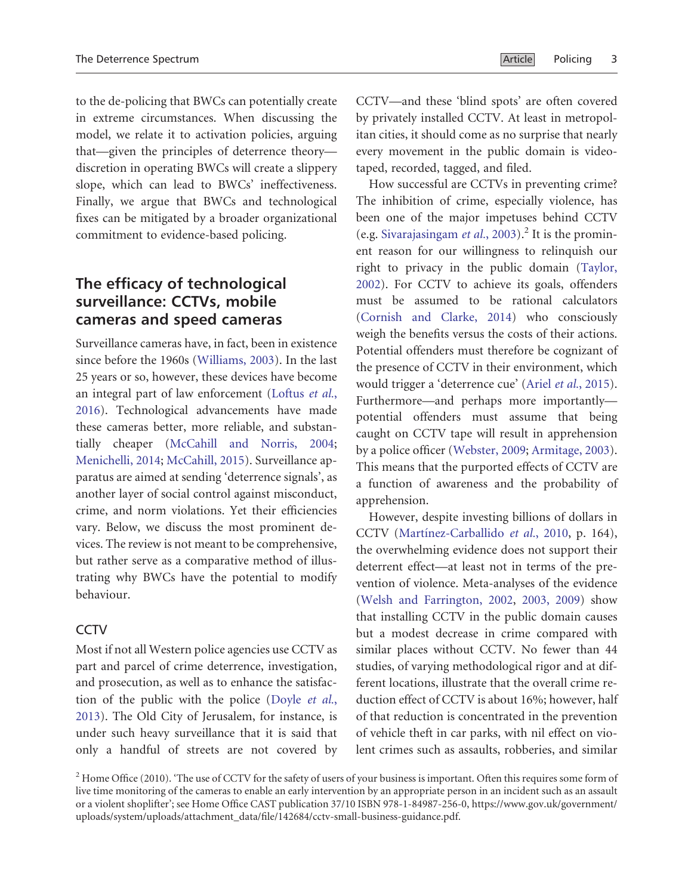to the de-policing that BWCs can potentially create in extreme circumstances. When discussing the model, we relate it to activation policies, arguing that—given the principles of deterrence theory—discretion in operating BWCs will create a slippery slope, which can lead to BWCs' ineffectiveness. Finally, we argue that BWCs and technological fixes can be mitigated by a broader organizational commitment to evidence-based policing.

## The efficacy of technological surveillance: CCTVs, mobile cameras and speed cameras

Surveillance cameras have, in fact, been in existence since before the 1960s (Williams, 2003). In the last 25 years or so, however, these devices have become an integral part of law enforcement (Loftus *et al.*, 2016). Technological advancements have made these cameras better, more reliable, and substantially cheaper (McCahill and Norris, 2004; Menichelli, 2014; McCahill, 2015). Surveillance apparatus are aimed at sending 'deterrence signals', as another layer of social control against misconduct, crime, and norm violations. Yet their efficiencies vary. Below, we discuss the most prominent devices. The review is not meant to be comprehensive, but rather serve as a comparative method of illustrating why BWCs have the potential to modify behaviour.

### CCTV

Most if not all Western police agencies use CCTV as part and parcel of crime deterrence, investigation, and prosecution, as well as to enhance the satisfaction of the public with the police (Doyle *et al.*, 2013). The Old City of Jerusalem, for instance, is under such heavy surveillance that it is said that only a handful of streets are not covered by CCTV—and these 'blind spots' are often covered by privately installed CCTV. At least in metropolitan cities, it should come as no surprise that nearly every movement in the public domain is videotaped, recorded, tagged, and filed.

How successful are CCTVs in preventing crime? The inhibition of crime, especially violence, has been one of the major impetuses behind CCTV (e.g. Sivarajasingam *et al.*, 2003).[2] It is the prominent reason for our willingness to relinquish our right to privacy in the public domain (Taylor, 2002). For CCTV to achieve its goals, offenders must be assumed to be rational calculators (Cornish and Clarke, 2014) who consciously weigh the benefits versus the costs of their actions. Potential offenders must therefore be cognizant of the presence of CCTV in their environment, which would trigger a 'deterrence cue' (Ariel *et al.*, 2015). Furthermore—and perhaps more importantly—potential offenders must assume that being caught on CCTV tape will result in apprehension by a police officer (Webster, 2009; Armitage, 2003). This means that the purported effects of CCTV are a function of awareness and the probability of apprehension.

However, despite investing billions of dollars in CCTV (Martínez-Carballido *et al.*, 2010, p. 164), the overwhelming evidence does not support their deterrent effect—at least not in terms of the prevention of violence. Meta-analyses of the evidence (Welsh and Farrington, 2002, 2003, 2009) show that installing CCTV in the public domain causes but a modest decrease in crime compared with similar places without CCTV. No fewer than 44 studies, of varying methodological rigor and at different locations, illustrate that the overall crime reduction effect of CCTV is about 16%; however, half of that reduction is concentrated in the prevention of vehicle theft in car parks, with nil effect on violent crimes such as assaults, robberies, and similar

[2] Home Office (2010). 'The use of CCTV for the safety of users of your business is important. Often this requires some form of live time monitoring of the cameras to enable an early intervention by an appropriate person in an incident such as an assault or a violent shoplifter'; see Home Office CAST publication 37/10 ISBN 978-1-84987-256-0, https://www.gov.uk/government/uploads/system/uploads/attachment_data/file/142684/cctv-small-business-guidance.pdf.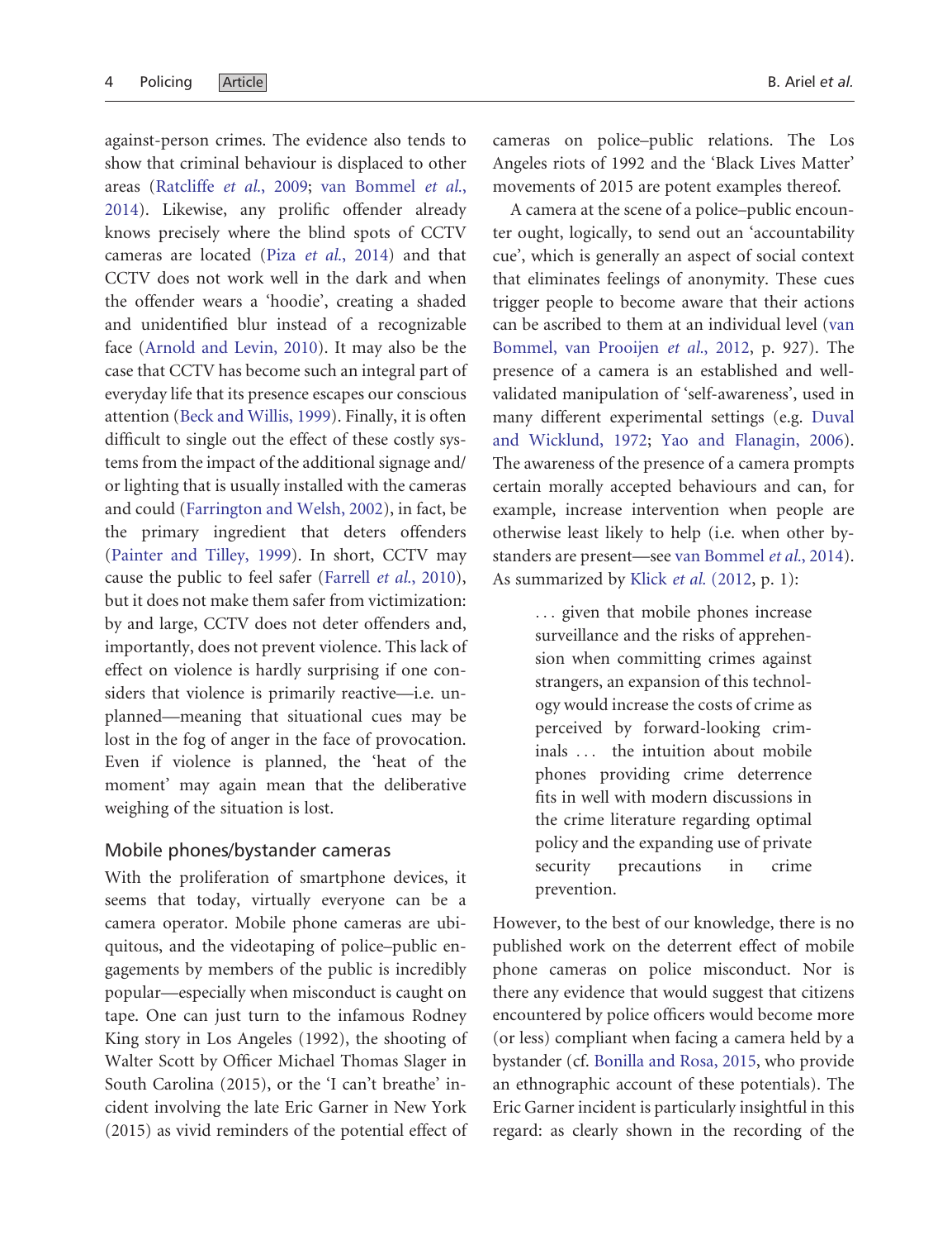against-person crimes. The evidence also tends to show that criminal behaviour is displaced to other areas (Ratcliffe *et al.*, 2009; van Bommel *et al.*, 2014). Likewise, any prolific offender already knows precisely where the blind spots of CCTV cameras are located (Piza *et al.*, 2014) and that CCTV does not work well in the dark and when the offender wears a 'hoodie', creating a shaded and unidentified blur instead of a recognizable face (Arnold and Levin, 2010). It may also be the case that CCTV has become such an integral part of everyday life that its presence escapes our conscious attention (Beck and Willis, 1999). Finally, it is often difficult to single out the effect of these costly systems from the impact of the additional signage and/or lighting that is usually installed with the cameras and could (Farrington and Welsh, 2002), in fact, be the primary ingredient that deters offenders (Painter and Tilley, 1999). In short, CCTV may cause the public to feel safer (Farrell *et al.*, 2010), but it does not make them safer from victimization: by and large, CCTV does not deter offenders and, importantly, does not prevent violence. This lack of effect on violence is hardly surprising if one considers that violence is primarily reactive—i.e. unplanned—meaning that situational cues may be lost in the fog of anger in the face of provocation. Even if violence is planned, the 'heat of the moment' may again mean that the deliberative weighing of the situation is lost.

## Mobile phones/bystander cameras

With the proliferation of smartphone devices, it seems that today, virtually everyone can be a camera operator. Mobile phone cameras are ubiquitous, and the videotaping of police–public engagements by members of the public is incredibly popular—especially when misconduct is caught on tape. One can just turn to the infamous Rodney King story in Los Angeles (1992), the shooting of Walter Scott by Officer Michael Thomas Slager in South Carolina (2015), or the 'I can't breathe' incident involving the late Eric Garner in New York (2015) as vivid reminders of the potential effect of cameras on police–public relations. The Los Angeles riots of 1992 and the 'Black Lives Matter' movements of 2015 are potent examples thereof.

A camera at the scene of a police–public encounter ought, logically, to send out an 'accountability cue', which is generally an aspect of social context that eliminates feelings of anonymity. These cues trigger people to become aware that their actions can be ascribed to them at an individual level (van Bommel, van Prooijen *et al.*, 2012, p. 927). The presence of a camera is an established and well-validated manipulation of 'self-awareness', used in many different experimental settings (e.g. Duval and Wicklund, 1972; Yao and Flanagin, 2006). The awareness of the presence of a camera prompts certain morally accepted behaviours and can, for example, increase intervention when people are otherwise least likely to help (i.e. when other bystanders are present—see van Bommel *et al.*, 2014). As summarized by Klick *et al.* (2012, p. 1):

> . . . given that mobile phones increase surveillance and the risks of apprehension when committing crimes against strangers, an expansion of this technology would increase the costs of crime as perceived by forward-looking criminals . . . the intuition about mobile phones providing crime deterrence fits in well with modern discussions in the crime literature regarding optimal policy and the expanding use of private security precautions in crime prevention.

However, to the best of our knowledge, there is no published work on the deterrent effect of mobile phone cameras on police misconduct. Nor is there any evidence that would suggest that citizens encountered by police officers would become more (or less) compliant when facing a camera held by a bystander (cf. Bonilla and Rosa, 2015, who provide an ethnographic account of these potentials). The Eric Garner incident is particularly insightful in this regard: as clearly shown in the recording of the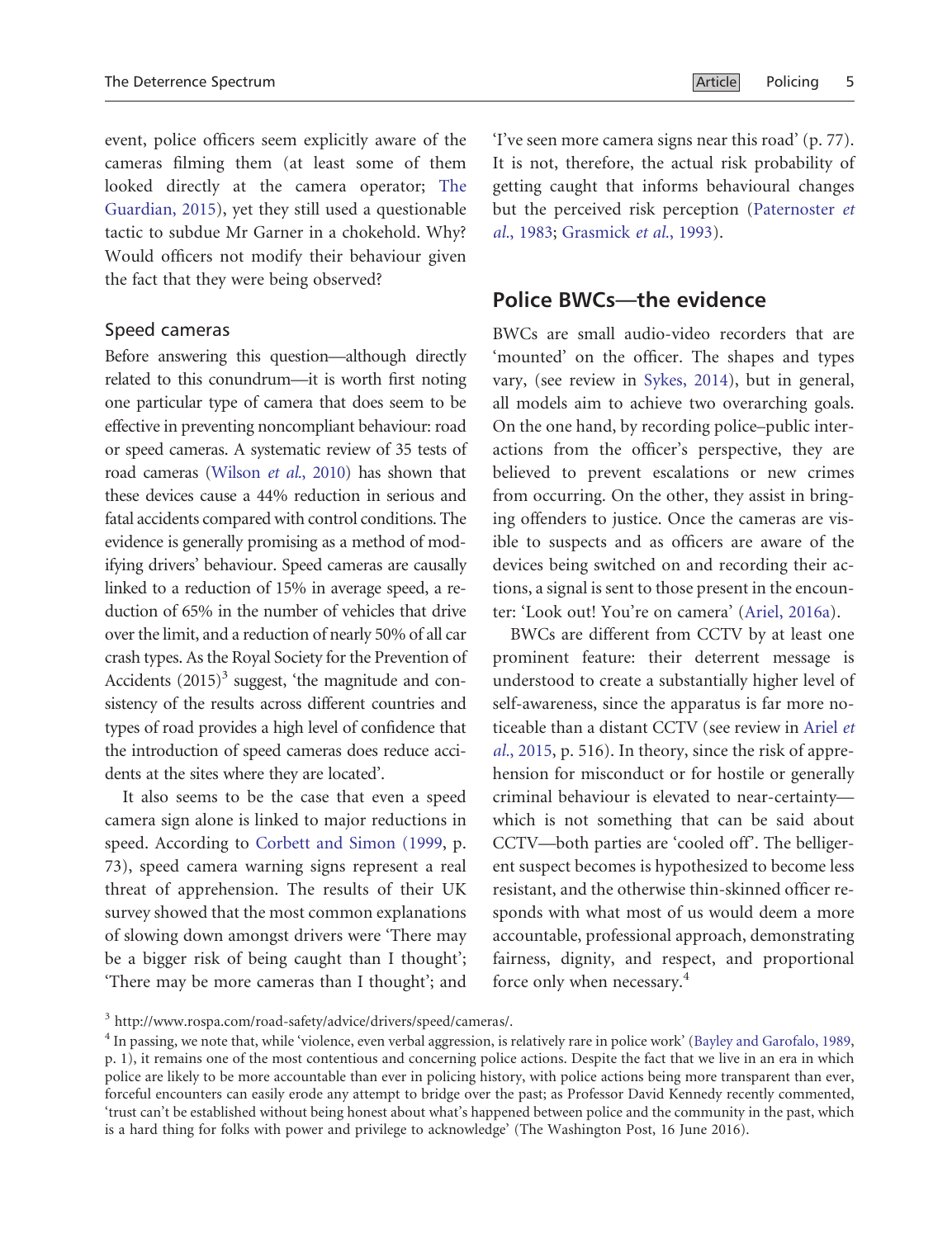event, police officers seem explicitly aware of the cameras filming them (at least some of them looked directly at the camera operator; The Guardian, 2015), yet they still used a questionable tactic to subdue Mr Garner in a chokehold. Why? Would officers not modify their behaviour given the fact that they were being observed?

### Speed cameras

Before answering this question—although directly related to this conundrum—it is worth first noting one particular type of camera that does seem to be effective in preventing noncompliant behaviour: road or speed cameras. A systematic review of 35 tests of road cameras (Wilson *et al*., 2010) has shown that these devices cause a 44% reduction in serious and fatal accidents compared with control conditions. The evidence is generally promising as a method of modifying drivers' behaviour. Speed cameras are causally linked to a reduction of 15% in average speed, a reduction of 65% in the number of vehicles that drive over the limit, and a reduction of nearly 50% of all car crash types. As the Royal Society for the Prevention of Accidents (2015)[3] suggest, 'the magnitude and consistency of the results across different countries and types of road provides a high level of confidence that the introduction of speed cameras does reduce accidents at the sites where they are located'.

It also seems to be the case that even a speed camera sign alone is linked to major reductions in speed. According to Corbett and Simon (1999, p. 73), speed camera warning signs represent a real threat of apprehension. The results of their UK survey showed that the most common explanations of slowing down amongst drivers were 'There may be a bigger risk of being caught than I thought'; 'There may be more cameras than I thought'; and 'I've seen more camera signs near this road' (p. 77). It is not, therefore, the actual risk probability of getting caught that informs behavioural changes but the perceived risk perception (Paternoster *et al*., 1983; Grasmick *et al*., 1993).

## Police BWCs—the evidence

BWCs are small audio-video recorders that are 'mounted' on the officer. The shapes and types vary, (see review in Sykes, 2014), but in general, all models aim to achieve two overarching goals. On the one hand, by recording police–public interactions from the officer's perspective, they are believed to prevent escalations or new crimes from occurring. On the other, they assist in bringing offenders to justice. Once the cameras are visible to suspects and as officers are aware of the devices being switched on and recording their actions, a signal is sent to those present in the encounter: 'Look out! You're on camera' (Ariel, 2016a).

BWCs are different from CCTV by at least one prominent feature: their deterrent message is understood to create a substantially higher level of self-awareness, since the apparatus is far more noticeable than a distant CCTV (see review in Ariel *et al*., 2015, p. 516). In theory, since the risk of apprehension for misconduct or for hostile or generally criminal behaviour is elevated to near-certainty—which is not something that can be said about CCTV—both parties are 'cooled off'. The belligerent suspect becomes is hypothesized to become less resistant, and the otherwise thin-skinned officer responds with what most of us would deem a more accountable, professional approach, demonstrating fairness, dignity, and respect, and proportional force only when necessary.[4]

[3] http://www.rospa.com/road-safety/advice/drivers/speed/cameras/.

[4] In passing, we note that, while 'violence, even verbal aggression, is relatively rare in police work' (Bayley and Garofalo, 1989, p. 1), it remains one of the most contentious and concerning police actions. Despite the fact that we live in an era in which police are likely to be more accountable than ever in policing history, with police actions being more transparent than ever, forceful encounters can easily erode any attempt to bridge over the past; as Professor David Kennedy recently commented, 'trust can't be established without being honest about what's happened between police and the community in the past, which is a hard thing for folks with power and privilege to acknowledge' (The Washington Post, 16 June 2016).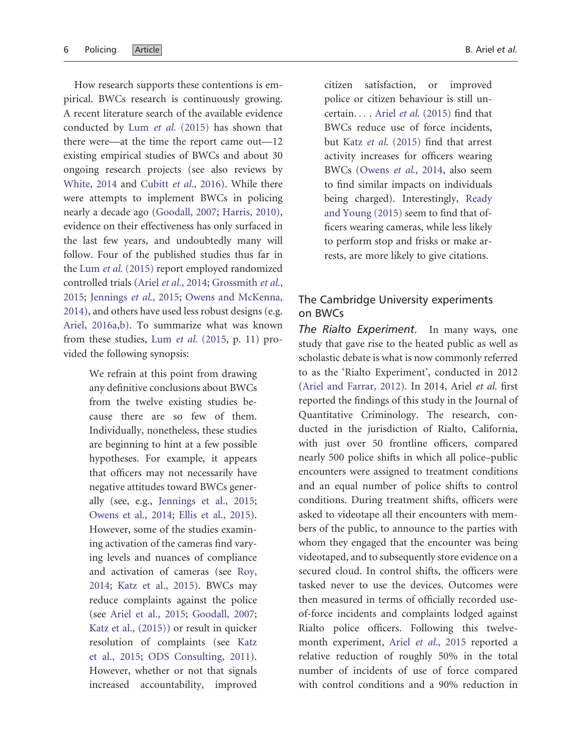How research supports these contentions is empirical. BWCs research is continuously growing. A recent literature search of the available evidence conducted by Lum *et al.* (2015) has shown that there were—at the time the report came out—12 existing empirical studies of BWCs and about 30 ongoing research projects (see also reviews by White, 2014 and Cubitt *et al.*, 2016). While there were attempts to implement BWCs in policing nearly a decade ago (Goodall, 2007; Harris, 2010), evidence on their effectiveness has only surfaced in the last few years, and undoubtedly many will follow. Four of the published studies thus far in the Lum *et al.* (2015) report employed randomized controlled trials (Ariel *et al.*, 2014; Grossmith *et al.*, 2015; Jennings *et al.*, 2015; Owens and McKenna, 2014), and others have used less robust designs (e.g. Ariel, 2016a,b). To summarize what was known from these studies, Lum *et al.* (2015, p. 11) provided the following synopsis:

> We refrain at this point from drawing any definitive conclusions about BWCs from the twelve existing studies because there are so few of them. Individually, nonetheless, these studies are beginning to hint at a few possible hypotheses. For example, it appears that officers may not necessarily have negative attitudes toward BWCs generally (see, e.g., Jennings et al., 2015; Owens et al., 2014; Ellis et al., 2015). However, some of the studies examining activation of the cameras find varying levels and nuances of compliance and activation of cameras (see Roy, 2014; Katz et al., 2015). BWCs may reduce complaints against the police (see Ariel et al., 2015; Goodall, 2007; Katz et al., (2015)) or result in quicker resolution of complaints (see Katz et al., 2015; ODS Consulting, 2011). However, whether or not that signals increased accountability, improved citizen satisfaction, or improved police or citizen behaviour is still uncertain. . . . Ariel *et al.* (2015) find that BWCs reduce use of force incidents, but Katz *et al.* (2015) find that arrest activity increases for officers wearing BWCs (Owens *et al.*, 2014, also seem to find similar impacts on individuals being charged). Interestingly, Ready and Young (2015) seem to find that officers wearing cameras, while less likely to perform stop and frisks or make arrests, are more likely to give citations.

## The Cambridge University experiments on BWCs

*The Rialto Experiment.* In many ways, one study that gave rise to the heated public as well as scholastic debate is what is now commonly referred to as the 'Rialto Experiment', conducted in 2012 (Ariel and Farrar, 2012). In 2014, Ariel *et al.* first reported the findings of this study in the Journal of Quantitative Criminology. The research, conducted in the jurisdiction of Rialto, California, with just over 50 frontline officers, compared nearly 500 police shifts in which all police–public encounters were assigned to treatment conditions and an equal number of police shifts to control conditions. During treatment shifts, officers were asked to videotape all their encounters with members of the public, to announce to the parties with whom they engaged that the encounter was being videotaped, and to subsequently store evidence on a secured cloud. In control shifts, the officers were tasked never to use the devices. Outcomes were then measured in terms of officially recorded use-of-force incidents and complaints lodged against Rialto police officers. Following this twelve-month experiment, Ariel *et al.*, 2015 reported a relative reduction of roughly 50% in the total number of incidents of use of force compared with control conditions and a 90% reduction in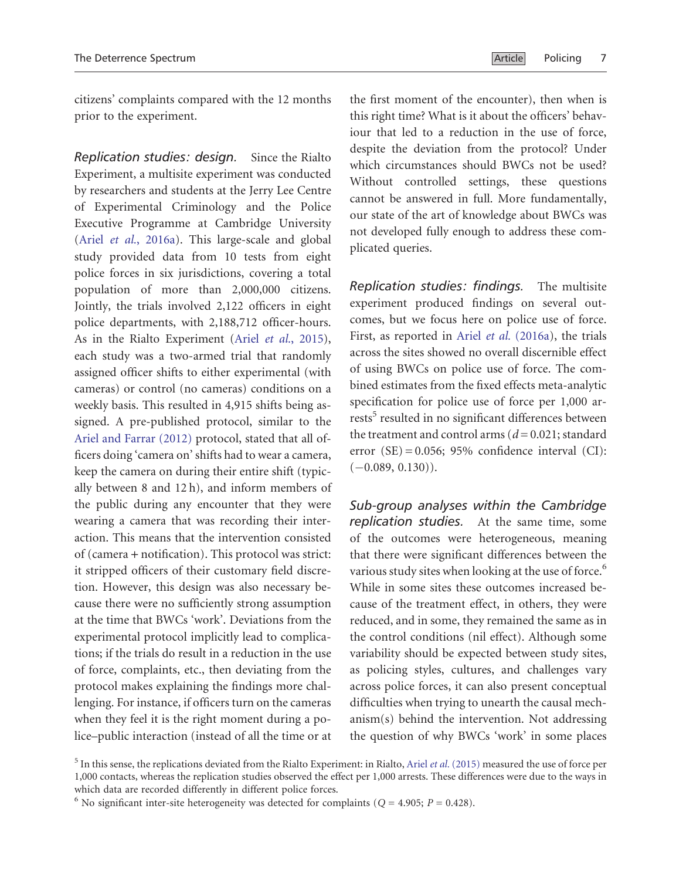citizens' complaints compared with the 12 months prior to the experiment.

*Replication studies: design.* Since the Rialto Experiment, a multisite experiment was conducted by researchers and students at the Jerry Lee Centre of Experimental Criminology and the Police Executive Programme at Cambridge University (Ariel *et al.*, 2016a). This large-scale and global study provided data from 10 tests from eight police forces in six jurisdictions, covering a total population of more than 2,000,000 citizens. Jointly, the trials involved 2,122 officers in eight police departments, with 2,188,712 officer-hours. As in the Rialto Experiment (Ariel *et al.*, 2015), each study was a two-armed trial that randomly assigned officer shifts to either experimental (with cameras) or control (no cameras) conditions on a weekly basis. This resulted in 4,915 shifts being assigned. A pre-published protocol, similar to the Ariel and Farrar (2012) protocol, stated that all officers doing 'camera on' shifts had to wear a camera, keep the camera on during their entire shift (typically between 8 and 12 h), and inform members of the public during any encounter that they were wearing a camera that was recording their interaction. This means that the intervention consisted of (camera + notification). This protocol was strict: it stripped officers of their customary field discretion. However, this design was also necessary because there were no sufficiently strong assumption at the time that BWCs 'work'. Deviations from the experimental protocol implicitly lead to complications; if the trials do result in a reduction in the use of force, complaints, etc., then deviating from the protocol makes explaining the findings more challenging. For instance, if officers turn on the cameras when they feel it is the right moment during a police–public interaction (instead of all the time or at the first moment of the encounter), then when is this right time? What is it about the officers' behaviour that led to a reduction in the use of force, despite the deviation from the protocol? Under which circumstances should BWCs not be used? Without controlled settings, these questions cannot be answered in full. More fundamentally, our state of the art of knowledge about BWCs was not developed fully enough to address these complicated queries.

*Replication studies: findings.* The multisite experiment produced findings on several outcomes, but we focus here on police use of force. First, as reported in Ariel *et al.* (2016a), the trials across the sites showed no overall discernible effect of using BWCs on police use of force. The combined estimates from the fixed effects meta-analytic specification for police use of force per 1,000 arrests[5] resulted in no significant differences between the treatment and control arms ($d = 0.021$; standard error (SE) $= 0.056$; 95% confidence interval (CI): $(-0.089, 0.130)$).

*Sub-group analyses within the Cambridge replication studies.* At the same time, some of the outcomes were heterogeneous, meaning that there were significant differences between the various study sites when looking at the use of force.[6] While in some sites these outcomes increased because of the treatment effect, in others, they were reduced, and in some, they remained the same as in the control conditions (nil effect). Although some variability should be expected between study sites, as policing styles, cultures, and challenges vary across police forces, it can also present conceptual difficulties when trying to unearth the causal mechanism(s) behind the intervention. Not addressing the question of why BWCs 'work' in some places

[5] In this sense, the replications deviated from the Rialto Experiment: in Rialto, Ariel *et al.* (2015) measured the use of force per 1,000 contacts, whereas the replication studies observed the effect per 1,000 arrests. These differences were due to the ways in which data are recorded differently in different police forces.

[6] No significant inter-site heterogeneity was detected for complaints ($Q = 4.905$; $P = 0.428$).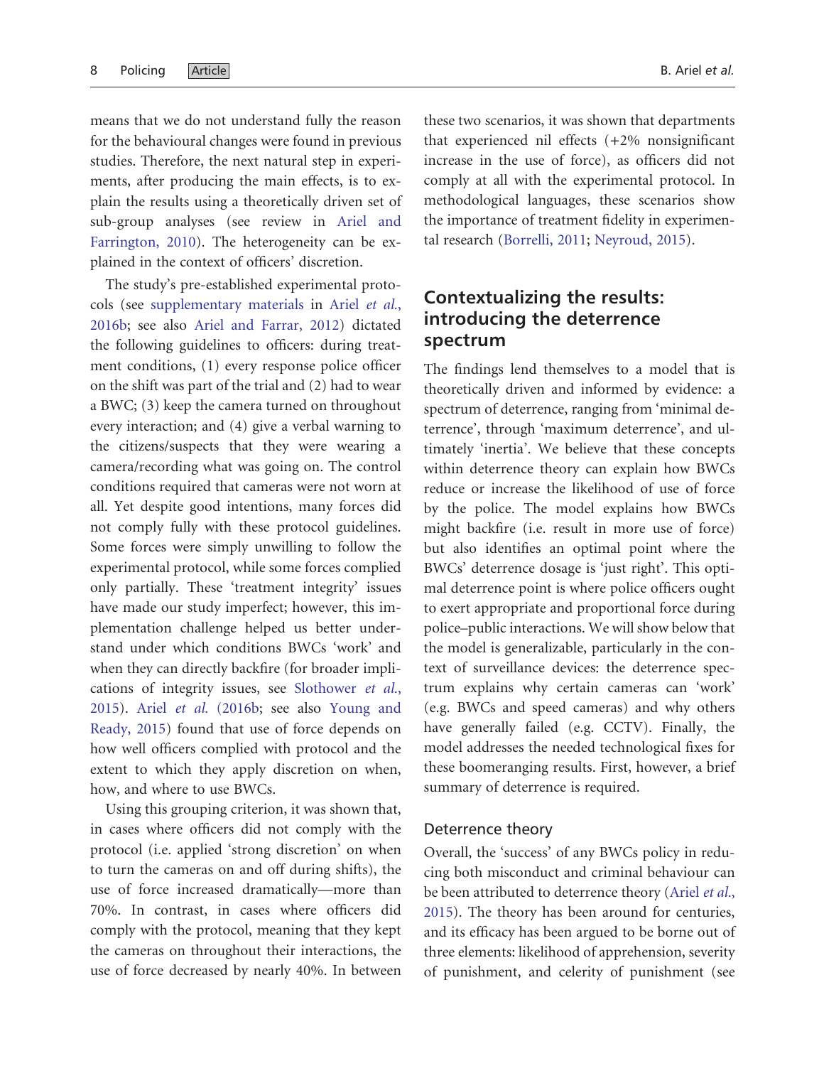means that we do not understand fully the reason for the behavioural changes were found in previous studies. Therefore, the next natural step in experiments, after producing the main effects, is to explain the results using a theoretically driven set of sub-group analyses (see review in Ariel and Farrington, 2010). The heterogeneity can be explained in the context of officers' discretion.

The study's pre-established experimental protocols (see supplementary materials in Ariel *et al.*, 2016b; see also Ariel and Farrar, 2012) dictated the following guidelines to officers: during treatment conditions, (1) every response police officer on the shift was part of the trial and (2) had to wear a BWC; (3) keep the camera turned on throughout every interaction; and (4) give a verbal warning to the citizens/suspects that they were wearing a camera/recording what was going on. The control conditions required that cameras were not worn at all. Yet despite good intentions, many forces did not comply fully with these protocol guidelines. Some forces were simply unwilling to follow the experimental protocol, while some forces complied only partially. These 'treatment integrity' issues have made our study imperfect; however, this implementation challenge helped us better understand under which conditions BWCs 'work' and when they can directly backfire (for broader implications of integrity issues, see Slothower *et al.*, 2015). Ariel *et al.* (2016b; see also Young and Ready, 2015) found that use of force depends on how well officers complied with protocol and the extent to which they apply discretion on when, how, and where to use BWCs.

Using this grouping criterion, it was shown that, in cases where officers did not comply with the protocol (i.e. applied 'strong discretion' on when to turn the cameras on and off during shifts), the use of force increased dramatically—more than 70%. In contrast, in cases where officers did comply with the protocol, meaning that they kept the cameras on throughout their interactions, the use of force decreased by nearly 40%. In between these two scenarios, it was shown that departments that experienced nil effects (+2% nonsignificant increase in the use of force), as officers did not comply at all with the experimental protocol. In methodological languages, these scenarios show the importance of treatment fidelity in experimental research (Borrelli, 2011; Neyroud, 2015).

## Contextualizing the results: introducing the deterrence spectrum

The findings lend themselves to a model that is theoretically driven and informed by evidence: a spectrum of deterrence, ranging from 'minimal deterrence', through 'maximum deterrence', and ultimately 'inertia'. We believe that these concepts within deterrence theory can explain how BWCs reduce or increase the likelihood of use of force by the police. The model explains how BWCs might backfire (i.e. result in more use of force) but also identifies an optimal point where the BWCs' deterrence dosage is 'just right'. This optimal deterrence point is where police officers ought to exert appropriate and proportional force during police–public interactions. We will show below that the model is generalizable, particularly in the context of surveillance devices: the deterrence spectrum explains why certain cameras can 'work' (e.g. BWCs and speed cameras) and why others have generally failed (e.g. CCTV). Finally, the model addresses the needed technological fixes for these boomeranging results. First, however, a brief summary of deterrence is required.

### Deterrence theory

Overall, the 'success' of any BWCs policy in reducing both misconduct and criminal behaviour can be been attributed to deterrence theory (Ariel *et al.*, 2015). The theory has been around for centuries, and its efficacy has been argued to be borne out of three elements: likelihood of apprehension, severity of punishment, and celerity of punishment (see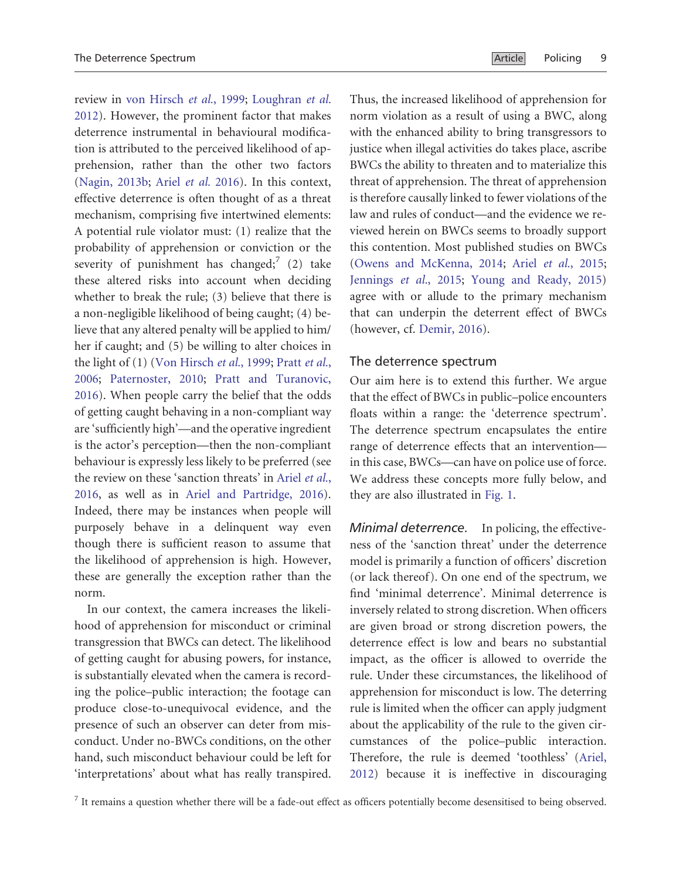review in von Hirsch *et al.*, 1999; Loughran *et al.* 2012). However, the prominent factor that makes deterrence instrumental in behavioural modification is attributed to the perceived likelihood of apprehension, rather than the other two factors (Nagin, 2013b; Ariel *et al.* 2016). In this context, effective deterrence is often thought of as a threat mechanism, comprising five intertwined elements: A potential rule violator must: (1) realize that the probability of apprehension or conviction or the severity of punishment has changed;[7] (2) take these altered risks into account when deciding whether to break the rule; (3) believe that there is a non-negligible likelihood of being caught; (4) believe that any altered penalty will be applied to him/her if caught; and (5) be willing to alter choices in the light of (1) (Von Hirsch *et al.*, 1999; Pratt *et al.*, 2006; Paternoster, 2010; Pratt and Turanovic, 2016). When people carry the belief that the odds of getting caught behaving in a non-compliant way are 'sufficiently high'—and the operative ingredient is the actor's perception—then the non-compliant behaviour is expressly less likely to be preferred (see the review on these 'sanction threats' in Ariel *et al.*, 2016, as well as in Ariel and Partridge, 2016). Indeed, there may be instances when people will purposely behave in a delinquent way even though there is sufficient reason to assume that the likelihood of apprehension is high. However, these are generally the exception rather than the norm.

In our context, the camera increases the likelihood of apprehension for misconduct or criminal transgression that BWCs can detect. The likelihood of getting caught for abusing powers, for instance, is substantially elevated when the camera is recording the police–public interaction; the footage can produce close-to-unequivocal evidence, and the presence of such an observer can deter from misconduct. Under no-BWCs conditions, on the other hand, such misconduct behaviour could be left for 'interpretations' about what has really transpired. Thus, the increased likelihood of apprehension for norm violation as a result of using a BWC, along with the enhanced ability to bring transgressors to justice when illegal activities do takes place, ascribe BWCs the ability to threaten and to materialize this threat of apprehension. The threat of apprehension is therefore causally linked to fewer violations of the law and rules of conduct—and the evidence we reviewed herein on BWCs seems to broadly support this contention. Most published studies on BWCs (Owens and McKenna, 2014; Ariel *et al.*, 2015; Jennings *et al.*, 2015; Young and Ready, 2015) agree with or allude to the primary mechanism that can underpin the deterrent effect of BWCs (however, cf. Demir, 2016).

## The deterrence spectrum

Our aim here is to extend this further. We argue that the effect of BWCs in public–police encounters floats within a range: the 'deterrence spectrum'. The deterrence spectrum encapsulates the entire range of deterrence effects that an intervention—in this case, BWCs—can have on police use of force. We address these concepts more fully below, and they are also illustrated in Fig. 1.

### *Minimal deterrence.*

In policing, the effectiveness of the 'sanction threat' under the deterrence model is primarily a function of officers' discretion (or lack thereof). On one end of the spectrum, we find 'minimal deterrence'. Minimal deterrence is inversely related to strong discretion. When officers are given broad or strong discretion powers, the deterrence effect is low and bears no substantial impact, as the officer is allowed to override the rule. Under these circumstances, the likelihood of apprehension for misconduct is low. The deterring rule is limited when the officer can apply judgment about the applicability of the rule to the given circumstances of the police–public interaction. Therefore, the rule is deemed 'toothless' (Ariel, 2012) because it is ineffective in discouraging

[7] It remains a question whether there will be a fade-out effect as officers potentially become desensitised to being observed.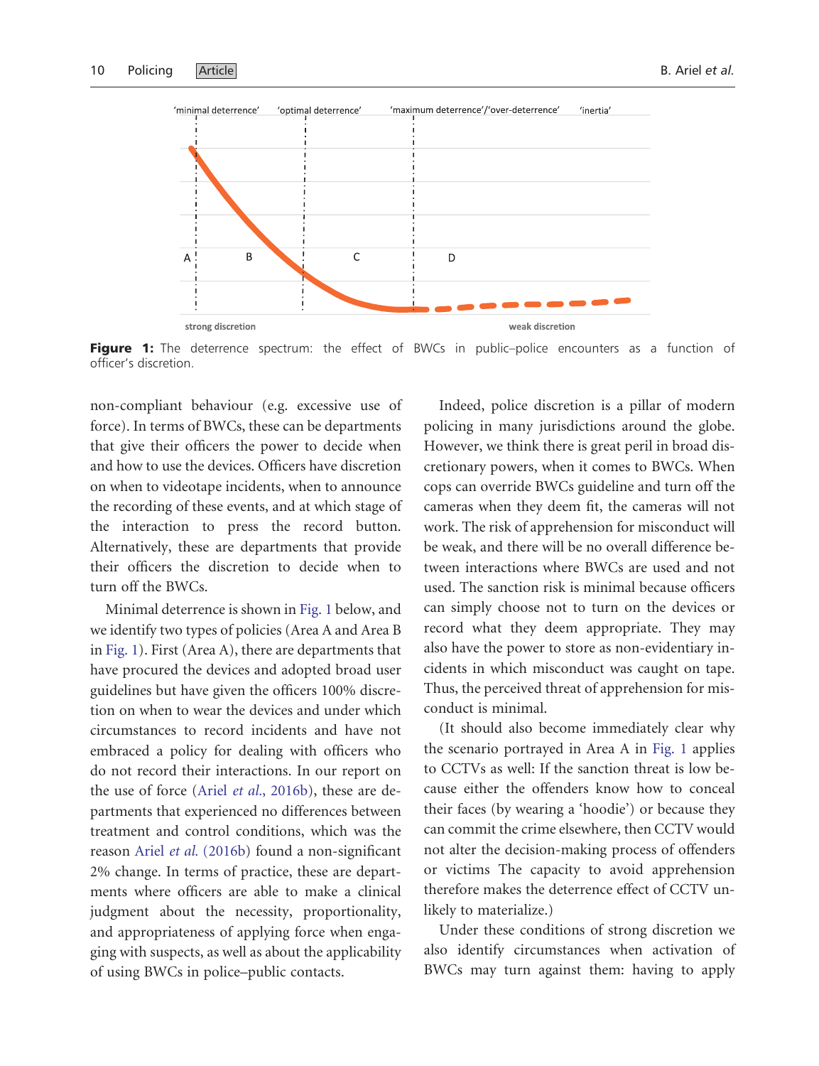'minimal deterrence'
'optimal deterrence'
'maximum deterrence'/'over-deterrence'
'inertia'

A
B
C
D

strong discretion
weak discretion

**Figure 1:** The deterrence spectrum: the effect of BWCs in public–police encounters as a function of officer's discretion.

non-compliant behaviour (e.g. excessive use of force). In terms of BWCs, these can be departments that give their officers the power to decide when and how to use the devices. Officers have discretion on when to videotape incidents, when to announce the recording of these events, and at which stage of the interaction to press the record button. Alternatively, these are departments that provide their officers the discretion to decide when to turn off the BWCs.

Minimal deterrence is shown in Fig. 1 below, and we identify two types of policies (Area A and Area B in Fig. 1). First (Area A), there are departments that have procured the devices and adopted broad user guidelines but have given the officers 100% discretion on when to wear the devices and under which circumstances to record incidents and have not embraced a policy for dealing with officers who do not record their interactions. In our report on the use of force (Ariel *et al.*, 2016b), these are departments that experienced no differences between treatment and control conditions, which was the reason Ariel *et al.* (2016b) found a non-significant 2% change. In terms of practice, these are departments where officers are able to make a clinical judgment about the necessity, proportionality, and appropriateness of applying force when engaging with suspects, as well as about the applicability of using BWCs in police–public contacts.

Indeed, police discretion is a pillar of modern policing in many jurisdictions around the globe. However, we think there is great peril in broad discretionary powers, when it comes to BWCs. When cops can override BWCs guideline and turn off the cameras when they deem fit, the cameras will not work. The risk of apprehension for misconduct will be weak, and there will be no overall difference between interactions where BWCs are used and not used. The sanction risk is minimal because officers can simply choose not to turn on the devices or record what they deem appropriate. They may also have the power to store as non-evidentiary incidents in which misconduct was caught on tape. Thus, the perceived threat of apprehension for misconduct is minimal.

(It should also become immediately clear why the scenario portrayed in Area A in Fig. 1 applies to CCTVs as well: If the sanction threat is low because either the offenders know how to conceal their faces (by wearing a 'hoodie') or because they can commit the crime elsewhere, then CCTV would not alter the decision-making process of offenders or victims The capacity to avoid apprehension therefore makes the deterrence effect of CCTV unlikely to materialize.)

Under these conditions of strong discretion we also identify circumstances when activation of BWCs may turn against them: having to apply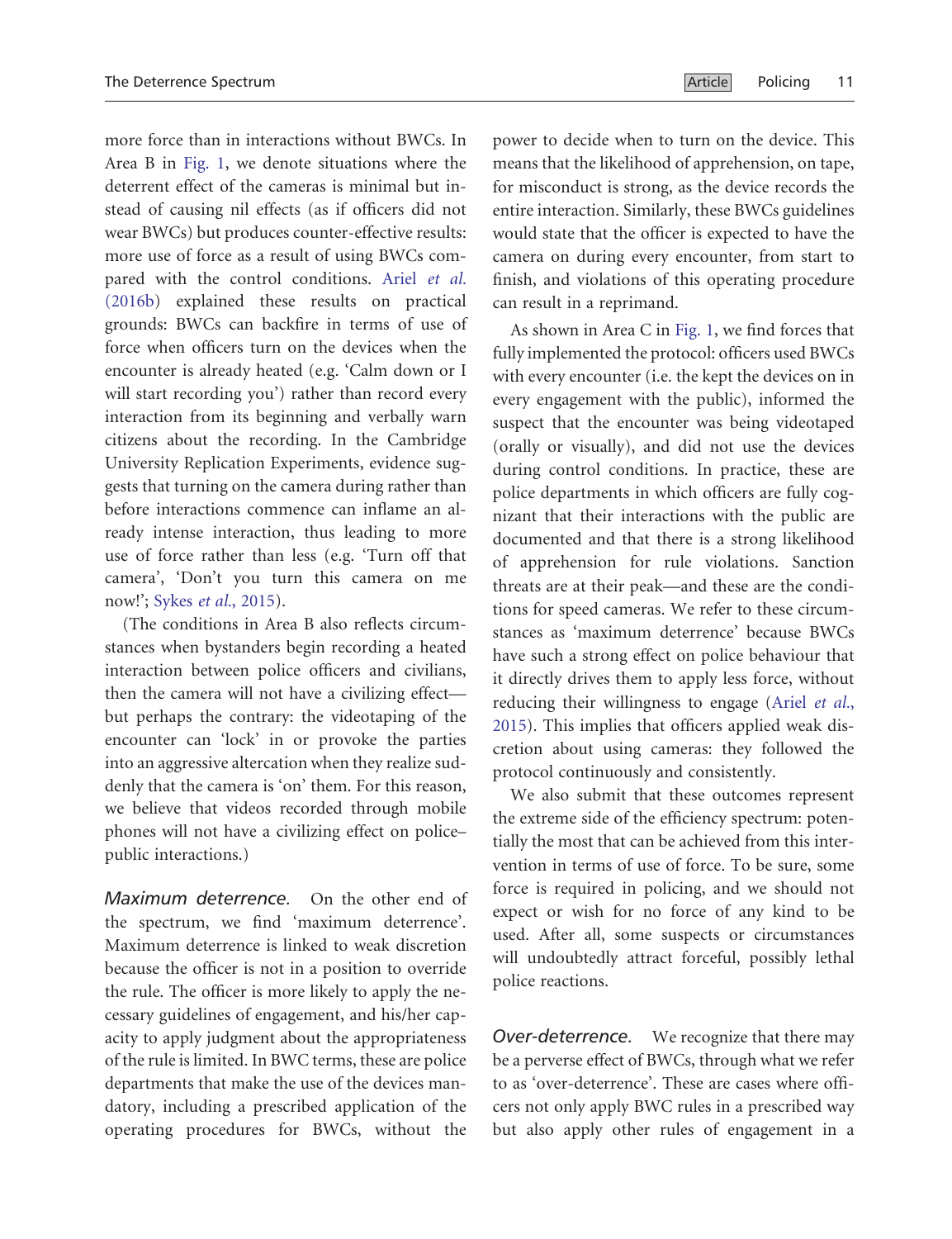more force than in interactions without BWCs. In Area B in Fig. 1, we denote situations where the deterrent effect of the cameras is minimal but instead of causing nil effects (as if officers did not wear BWCs) but produces counter-effective results: more use of force as a result of using BWCs compared with the control conditions. Ariel *et al.* (2016b) explained these results on practical grounds: BWCs can backfire in terms of use of force when officers turn on the devices when the encounter is already heated (e.g. 'Calm down or I will start recording you') rather than record every interaction from its beginning and verbally warn citizens about the recording. In the Cambridge University Replication Experiments, evidence suggests that turning on the camera during rather than before interactions commence can inflame an already intense interaction, thus leading to more use of force rather than less (e.g. 'Turn off that camera', 'Don't you turn this camera on me now!'; Sykes *et al.*, 2015).

(The conditions in Area B also reflects circumstances when bystanders begin recording a heated interaction between police officers and civilians, then the camera will not have a civilizing effect—but perhaps the contrary: the videotaping of the encounter can 'lock' in or provoke the parties into an aggressive altercation when they realize suddenly that the camera is 'on' them. For this reason, we believe that videos recorded through mobile phones will not have a civilizing effect on police–public interactions.)

*Maximum deterrence.* On the other end of the spectrum, we find 'maximum deterrence'. Maximum deterrence is linked to weak discretion because the officer is not in a position to override the rule. The officer is more likely to apply the necessary guidelines of engagement, and his/her capacity to apply judgment about the appropriateness of the rule is limited. In BWC terms, these are police departments that make the use of the devices mandatory, including a prescribed application of the operating procedures for BWCs, without the power to decide when to turn on the device. This means that the likelihood of apprehension, on tape, for misconduct is strong, as the device records the entire interaction. Similarly, these BWCs guidelines would state that the officer is expected to have the camera on during every encounter, from start to finish, and violations of this operating procedure can result in a reprimand.

As shown in Area C in Fig. 1, we find forces that fully implemented the protocol: officers used BWCs with every encounter (i.e. the kept the devices on in every engagement with the public), informed the suspect that the encounter was being videotaped (orally or visually), and did not use the devices during control conditions. In practice, these are police departments in which officers are fully cognizant that their interactions with the public are documented and that there is a strong likelihood of apprehension for rule violations. Sanction threats are at their peak—and these are the conditions for speed cameras. We refer to these circumstances as 'maximum deterrence' because BWCs have such a strong effect on police behaviour that it directly drives them to apply less force, without reducing their willingness to engage (Ariel *et al.*, 2015). This implies that officers applied weak discretion about using cameras: they followed the protocol continuously and consistently.

We also submit that these outcomes represent the extreme side of the efficiency spectrum: potentially the most that can be achieved from this intervention in terms of use of force. To be sure, some force is required in policing, and we should not expect or wish for no force of any kind to be used. After all, some suspects or circumstances will undoubtedly attract forceful, possibly lethal police reactions.

*Over-deterrence.* We recognize that there may be a perverse effect of BWCs, through what we refer to as 'over-deterrence'. These are cases where officers not only apply BWC rules in a prescribed way but also apply other rules of engagement in a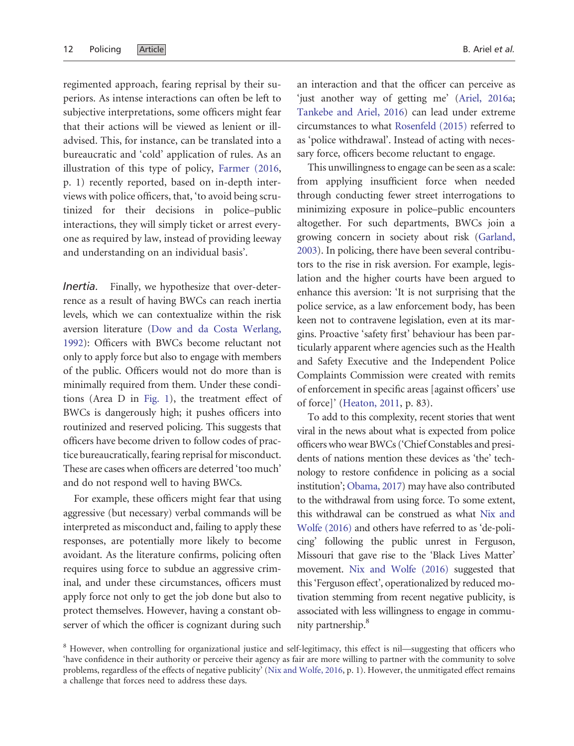regimented approach, fearing reprisal by their superiors. As intense interactions can often be left to subjective interpretations, some officers might fear that their actions will be viewed as lenient or ill-advised. This, for instance, can be translated into a bureaucratic and 'cold' application of rules. As an illustration of this type of policy, Farmer (2016, p. 1) recently reported, based on in-depth interviews with police officers, that, 'to avoid being scrutinized for their decisions in police–public interactions, they will simply ticket or arrest everyone as required by law, instead of providing leeway and understanding on an individual basis'.

*Inertia.* Finally, we hypothesize that over-deterrence as a result of having BWCs can reach inertia levels, which we can contextualize within the risk aversion literature (Dow and da Costa Werlang, 1992): Officers with BWCs become reluctant not only to apply force but also to engage with members of the public. Officers would not do more than is minimally required from them. Under these conditions (Area D in Fig. 1), the treatment effect of BWCs is dangerously high; it pushes officers into routinized and reserved policing. This suggests that officers have become driven to follow codes of practice bureaucratically, fearing reprisal for misconduct. These are cases when officers are deterred 'too much' and do not respond well to having BWCs.

For example, these officers might fear that using aggressive (but necessary) verbal commands will be interpreted as misconduct and, failing to apply these responses, are potentially more likely to become avoidant. As the literature confirms, policing often requires using force to subdue an aggressive criminal, and under these circumstances, officers must apply force not only to get the job done but also to protect themselves. However, having a constant observer of which the officer is cognizant during such an interaction and that the officer can perceive as 'just another way of getting me' (Ariel, 2016a; Tankebe and Ariel, 2016) can lead under extreme circumstances to what Rosenfeld (2015) referred to as 'police withdrawal'. Instead of acting with necessary force, officers become reluctant to engage.

This unwillingness to engage can be seen as a scale: from applying insufficient force when needed through conducting fewer street interrogations to minimizing exposure in police–public encounters altogether. For such departments, BWCs join a growing concern in society about risk (Garland, 2003). In policing, there have been several contributors to the rise in risk aversion. For example, legislation and the higher courts have been argued to enhance this aversion: 'It is not surprising that the police service, as a law enforcement body, has been keen not to contravene legislation, even at its margins. Proactive 'safety first' behaviour has been particularly apparent where agencies such as the Health and Safety Executive and the Independent Police Complaints Commission were created with remits of enforcement in specific areas [against officers' use of force]' (Heaton, 2011, p. 83).

To add to this complexity, recent stories that went viral in the news about what is expected from police officers who wear BWCs ('Chief Constables and presidents of nations mention these devices as 'the' technology to restore confidence in policing as a social institution'; Obama, 2017) may have also contributed to the withdrawal from using force. To some extent, this withdrawal can be construed as what Nix and Wolfe (2016) and others have referred to as 'de-policing' following the public unrest in Ferguson, Missouri that gave rise to the 'Black Lives Matter' movement. Nix and Wolfe (2016) suggested that this 'Ferguson effect', operationalized by reduced motivation stemming from recent negative publicity, is associated with less willingness to engage in community partnership.[8]

[8] However, when controlling for organizational justice and self-legitimacy, this effect is nil—suggesting that officers who 'have confidence in their authority or perceive their agency as fair are more willing to partner with the community to solve problems, regardless of the effects of negative publicity' (Nix and Wolfe, 2016, p. 1). However, the unmitigated effect remains a challenge that forces need to address these days.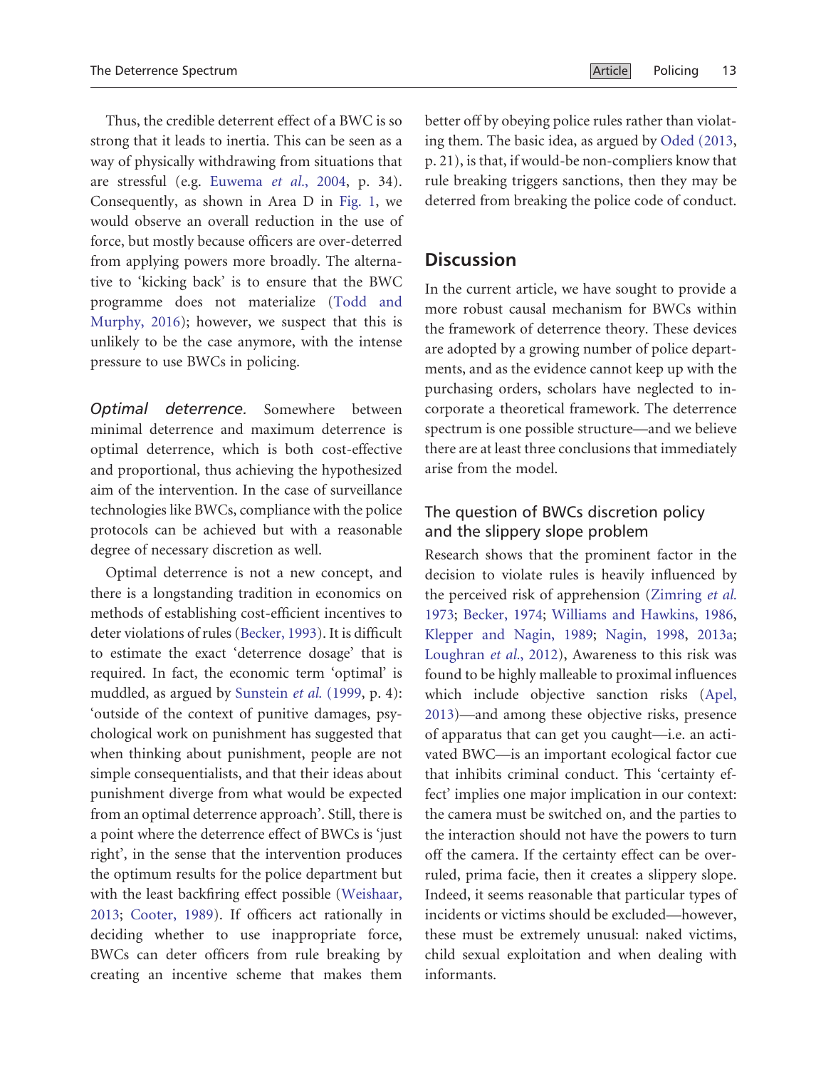Thus, the credible deterrent effect of a BWC is so strong that it leads to inertia. This can be seen as a way of physically withdrawing from situations that are stressful (e.g. Euwema *et al.*, 2004, p. 34). Consequently, as shown in Area D in Fig. 1, we would observe an overall reduction in the use of force, but mostly because officers are over-deterred from applying powers more broadly. The alternative to 'kicking back' is to ensure that the BWC programme does not materialize (Todd and Murphy, 2016); however, we suspect that this is unlikely to be the case anymore, with the intense pressure to use BWCs in policing.

*Optimal deterrence*. Somewhere between minimal deterrence and maximum deterrence is optimal deterrence, which is both cost-effective and proportional, thus achieving the hypothesized aim of the intervention. In the case of surveillance technologies like BWCs, compliance with the police protocols can be achieved but with a reasonable degree of necessary discretion as well.

Optimal deterrence is not a new concept, and there is a longstanding tradition in economics on methods of establishing cost-efficient incentives to deter violations of rules (Becker, 1993). It is difficult to estimate the exact 'deterrence dosage' that is required. In fact, the economic term 'optimal' is muddled, as argued by Sunstein *et al.* (1999, p. 4): 'outside of the context of punitive damages, psychological work on punishment has suggested that when thinking about punishment, people are not simple consequentialists, and that their ideas about punishment diverge from what would be expected from an optimal deterrence approach'. Still, there is a point where the deterrence effect of BWCs is 'just right', in the sense that the intervention produces the optimum results for the police department but with the least backfiring effect possible (Weishaar, 2013; Cooter, 1989). If officers act rationally in deciding whether to use inappropriate force, BWCs can deter officers from rule breaking by creating an incentive scheme that makes them better off by obeying police rules rather than violating them. The basic idea, as argued by Oded (2013, p. 21), is that, if would-be non-compliers know that rule breaking triggers sanctions, then they may be deterred from breaking the police code of conduct.

## Discussion

In the current article, we have sought to provide a more robust causal mechanism for BWCs within the framework of deterrence theory. These devices are adopted by a growing number of police departments, and as the evidence cannot keep up with the purchasing orders, scholars have neglected to incorporate a theoretical framework. The deterrence spectrum is one possible structure—and we believe there are at least three conclusions that immediately arise from the model.

### The question of BWCs discretion policy and the slippery slope problem

Research shows that the prominent factor in the decision to violate rules is heavily influenced by the perceived risk of apprehension (Zimring *et al.* 1973; Becker, 1974; Williams and Hawkins, 1986, Klepper and Nagin, 1989; Nagin, 1998, 2013a; Loughran *et al.*, 2012), Awareness to this risk was found to be highly malleable to proximal influences which include objective sanction risks (Apel, 2013)—and among these objective risks, presence of apparatus that can get you caught—i.e. an activated BWC—is an important ecological factor cue that inhibits criminal conduct. This 'certainty effect' implies one major implication in our context: the camera must be switched on, and the parties to the interaction should not have the powers to turn off the camera. If the certainty effect can be overruled, prima facie, then it creates a slippery slope. Indeed, it seems reasonable that particular types of incidents or victims should be excluded—however, these must be extremely unusual: naked victims, child sexual exploitation and when dealing with informants.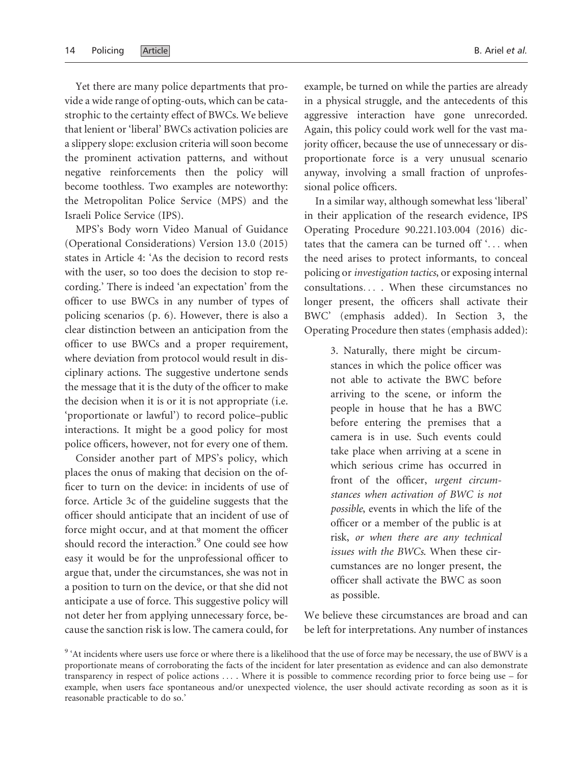Yet there are many police departments that provide a wide range of opting-outs, which can be catastrophic to the certainty effect of BWCs. We believe that lenient or 'liberal' BWCs activation policies are a slippery slope: exclusion criteria will soon become the prominent activation patterns, and without negative reinforcements then the policy will become toothless. Two examples are noteworthy: the Metropolitan Police Service (MPS) and the Israeli Police Service (IPS).

MPS's Body worn Video Manual of Guidance (Operational Considerations) Version 13.0 (2015) states in Article 4: 'As the decision to record rests with the user, so too does the decision to stop recording.' There is indeed 'an expectation' from the officer to use BWCs in any number of types of policing scenarios (p. 6). However, there is also a clear distinction between an anticipation from the officer to use BWCs and a proper requirement, where deviation from protocol would result in disciplinary actions. The suggestive undertone sends the message that it is the duty of the officer to make the decision when it is or it is not appropriate (i.e. 'proportionate or lawful') to record police–public interactions. It might be a good policy for most police officers, however, not for every one of them.

Consider another part of MPS's policy, which places the onus of making that decision on the officer to turn on the device: in incidents of use of force. Article 3c of the guideline suggests that the officer should anticipate that an incident of use of force might occur, and at that moment the officer should record the interaction.[9] One could see how easy it would be for the unprofessional officer to argue that, under the circumstances, she was not in a position to turn on the device, or that she did not anticipate a use of force. This suggestive policy will not deter her from applying unnecessary force, because the sanction risk is low. The camera could, for example, be turned on while the parties are already in a physical struggle, and the antecedents of this aggressive interaction have gone unrecorded. Again, this policy could work well for the vast majority officer, because the use of unnecessary or disproportionate force is a very unusual scenario anyway, involving a small fraction of unprofessional police officers.

In a similar way, although somewhat less 'liberal' in their application of the research evidence, IPS Operating Procedure 90.221.103.004 (2016) dictates that the camera can be turned off '... when the need arises to protect informants, to conceal policing or *investigation tactics*, or exposing internal consultations... . When these circumstances no longer present, the officers shall activate their BWC' (emphasis added). In Section 3, the Operating Procedure then states (emphasis added):

> 3. Naturally, there might be circumstances in which the police officer was not able to activate the BWC before arriving to the scene, or inform the people in house that he has a BWC before entering the premises that a camera is in use. Such events could take place when arriving at a scene in which serious crime has occurred in front of the officer, *urgent circumstances when activation of BWC is not possible*, events in which the life of the officer or a member of the public is at risk, *or when there are any technical issues with the BWCs*. When these circumstances are no longer present, the officer shall activate the BWC as soon as possible.

We believe these circumstances are broad and can be left for interpretations. Any number of instances

[9] 'At incidents where users use force or where there is a likelihood that the use of force may be necessary, the use of BWV is a proportionate means of corroborating the facts of the incident for later presentation as evidence and can also demonstrate transparency in respect of police actions .... Where it is possible to commence recording prior to force being use – for example, when users face spontaneous and/or unexpected violence, the user should activate recording as soon as it is reasonable practicable to do so.'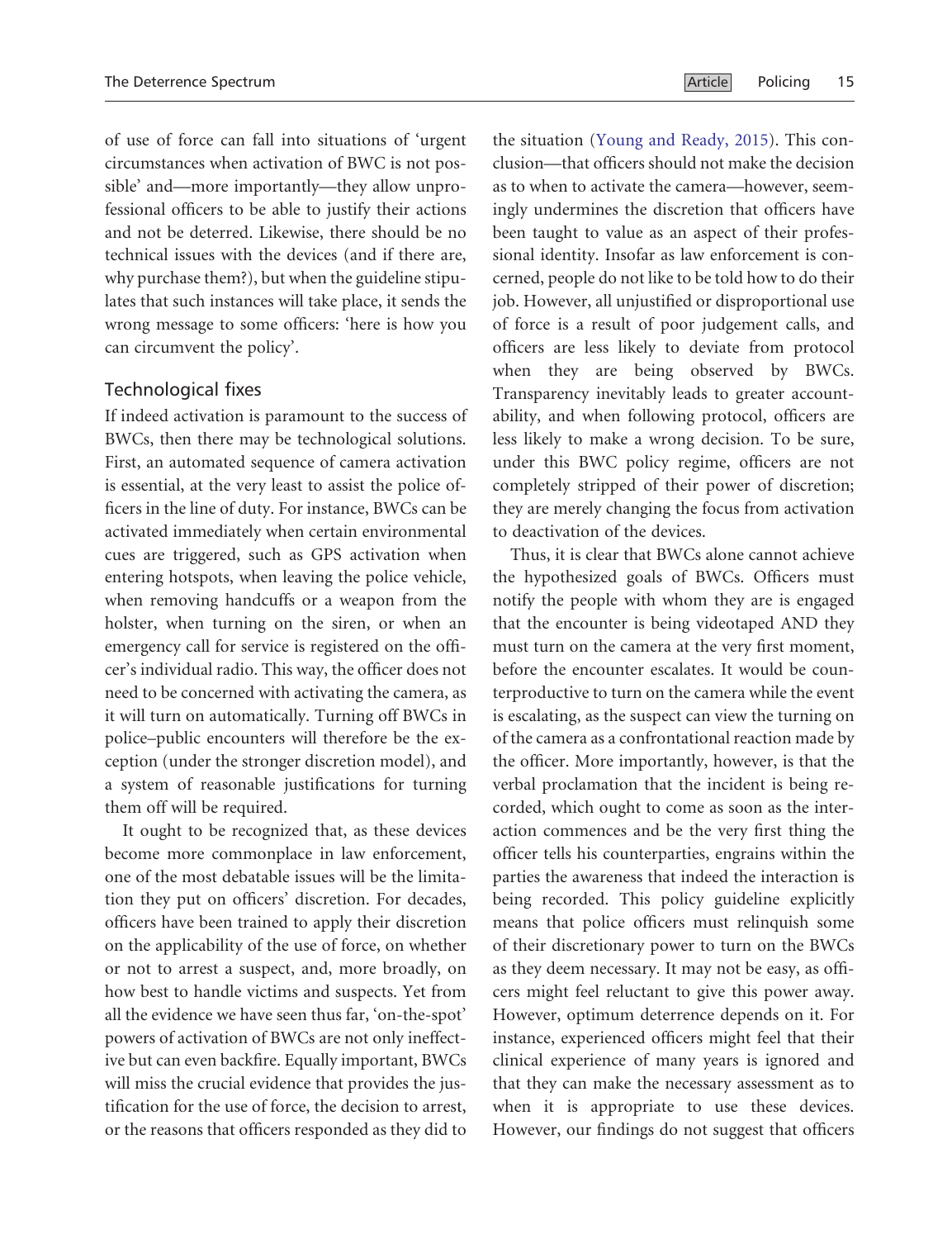of use of force can fall into situations of 'urgent circumstances when activation of BWC is not possible' and—more importantly—they allow unprofessional officers to be able to justify their actions and not be deterred. Likewise, there should be no technical issues with the devices (and if there are, why purchase them?), but when the guideline stipulates that such instances will take place, it sends the wrong message to some officers: 'here is how you can circumvent the policy'.

## Technological fixes

If indeed activation is paramount to the success of BWCs, then there may be technological solutions. First, an automated sequence of camera activation is essential, at the very least to assist the police officers in the line of duty. For instance, BWCs can be activated immediately when certain environmental cues are triggered, such as GPS activation when entering hotspots, when leaving the police vehicle, when removing handcuffs or a weapon from the holster, when turning on the siren, or when an emergency call for service is registered on the officer's individual radio. This way, the officer does not need to be concerned with activating the camera, as it will turn on automatically. Turning off BWCs in police–public encounters will therefore be the exception (under the stronger discretion model), and a system of reasonable justifications for turning them off will be required.

It ought to be recognized that, as these devices become more commonplace in law enforcement, one of the most debatable issues will be the limitation they put on officers' discretion. For decades, officers have been trained to apply their discretion on the applicability of the use of force, on whether or not to arrest a suspect, and, more broadly, on how best to handle victims and suspects. Yet from all the evidence we have seen thus far, 'on-the-spot' powers of activation of BWCs are not only ineffective but can even backfire. Equally important, BWCs will miss the crucial evidence that provides the justification for the use of force, the decision to arrest, or the reasons that officers responded as they did to the situation (Young and Ready, 2015). This conclusion—that officers should not make the decision as to when to activate the camera—however, seemingly undermines the discretion that officers have been taught to value as an aspect of their professional identity. Insofar as law enforcement is concerned, people do not like to be told how to do their job. However, all unjustified or disproportional use of force is a result of poor judgement calls, and officers are less likely to deviate from protocol when they are being observed by BWCs. Transparency inevitably leads to greater accountability, and when following protocol, officers are less likely to make a wrong decision. To be sure, under this BWC policy regime, officers are not completely stripped of their power of discretion; they are merely changing the focus from activation to deactivation of the devices.

Thus, it is clear that BWCs alone cannot achieve the hypothesized goals of BWCs. Officers must notify the people with whom they are is engaged that the encounter is being videotaped AND they must turn on the camera at the very first moment, before the encounter escalates. It would be counterproductive to turn on the camera while the event is escalating, as the suspect can view the turning on of the camera as a confrontational reaction made by the officer. More importantly, however, is that the verbal proclamation that the incident is being recorded, which ought to come as soon as the interaction commences and be the very first thing the officer tells his counterparties, engrains within the parties the awareness that indeed the interaction is being recorded. This policy guideline explicitly means that police officers must relinquish some of their discretionary power to turn on the BWCs as they deem necessary. It may not be easy, as officers might feel reluctant to give this power away. However, optimum deterrence depends on it. For instance, experienced officers might feel that their clinical experience of many years is ignored and that they can make the necessary assessment as to when it is appropriate to use these devices. However, our findings do not suggest that officers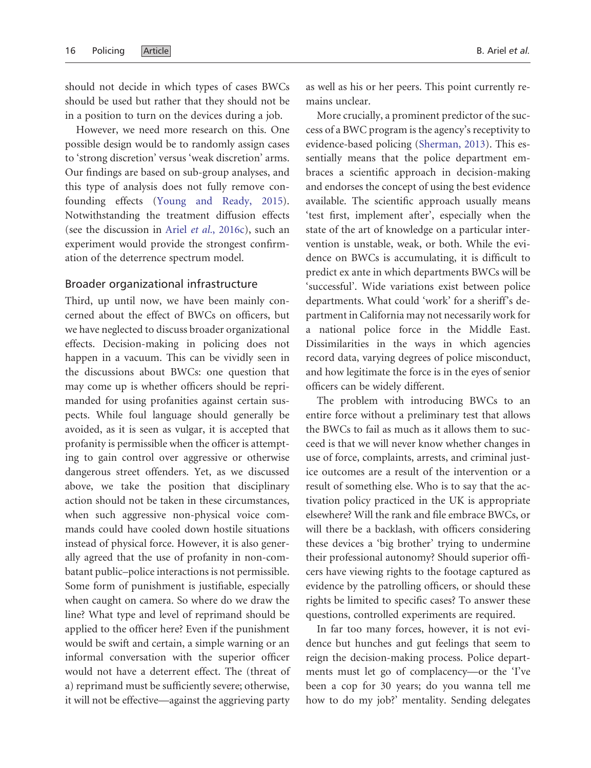should not decide in which types of cases BWCs should be used but rather that they should not be in a position to turn on the devices during a job.

However, we need more research on this. One possible design would be to randomly assign cases to 'strong discretion' versus 'weak discretion' arms. Our findings are based on sub-group analyses, and this type of analysis does not fully remove confounding effects (Young and Ready, 2015). Notwithstanding the treatment diffusion effects (see the discussion in Ariel *et al*., 2016c), such an experiment would provide the strongest confirmation of the deterrence spectrum model.

## Broader organizational infrastructure

Third, up until now, we have been mainly concerned about the effect of BWCs on officers, but we have neglected to discuss broader organizational effects. Decision-making in policing does not happen in a vacuum. This can be vividly seen in the discussions about BWCs: one question that may come up is whether officers should be reprimanded for using profanities against certain suspects. While foul language should generally be avoided, as it is seen as vulgar, it is accepted that profanity is permissible when the officer is attempting to gain control over aggressive or otherwise dangerous street offenders. Yet, as we discussed above, we take the position that disciplinary action should not be taken in these circumstances, when such aggressive non-physical voice commands could have cooled down hostile situations instead of physical force. However, it is also generally agreed that the use of profanity in non-combatant public–police interactions is not permissible. Some form of punishment is justifiable, especially when caught on camera. So where do we draw the line? What type and level of reprimand should be applied to the officer here? Even if the punishment would be swift and certain, a simple warning or an informal conversation with the superior officer would not have a deterrent effect. The (threat of a) reprimand must be sufficiently severe; otherwise, it will not be effective—against the aggrieving party as well as his or her peers. This point currently remains unclear.

More crucially, a prominent predictor of the success of a BWC program is the agency's receptivity to evidence-based policing (Sherman, 2013). This essentially means that the police department embraces a scientific approach in decision-making and endorses the concept of using the best evidence available. The scientific approach usually means 'test first, implement after', especially when the state of the art of knowledge on a particular intervention is unstable, weak, or both. While the evidence on BWCs is accumulating, it is difficult to predict ex ante in which departments BWCs will be 'successful'. Wide variations exist between police departments. What could 'work' for a sheriff's department in California may not necessarily work for a national police force in the Middle East. Dissimilarities in the ways in which agencies record data, varying degrees of police misconduct, and how legitimate the force is in the eyes of senior officers can be widely different.

The problem with introducing BWCs to an entire force without a preliminary test that allows the BWCs to fail as much as it allows them to succeed is that we will never know whether changes in use of force, complaints, arrests, and criminal justice outcomes are a result of the intervention or a result of something else. Who is to say that the activation policy practiced in the UK is appropriate elsewhere? Will the rank and file embrace BWCs, or will there be a backlash, with officers considering these devices a 'big brother' trying to undermine their professional autonomy? Should superior officers have viewing rights to the footage captured as evidence by the patrolling officers, or should these rights be limited to specific cases? To answer these questions, controlled experiments are required.

In far too many forces, however, it is not evidence but hunches and gut feelings that seem to reign the decision-making process. Police departments must let go of complacency—or the 'I've been a cop for 30 years; do you wanna tell me how to do my job?' mentality. Sending delegates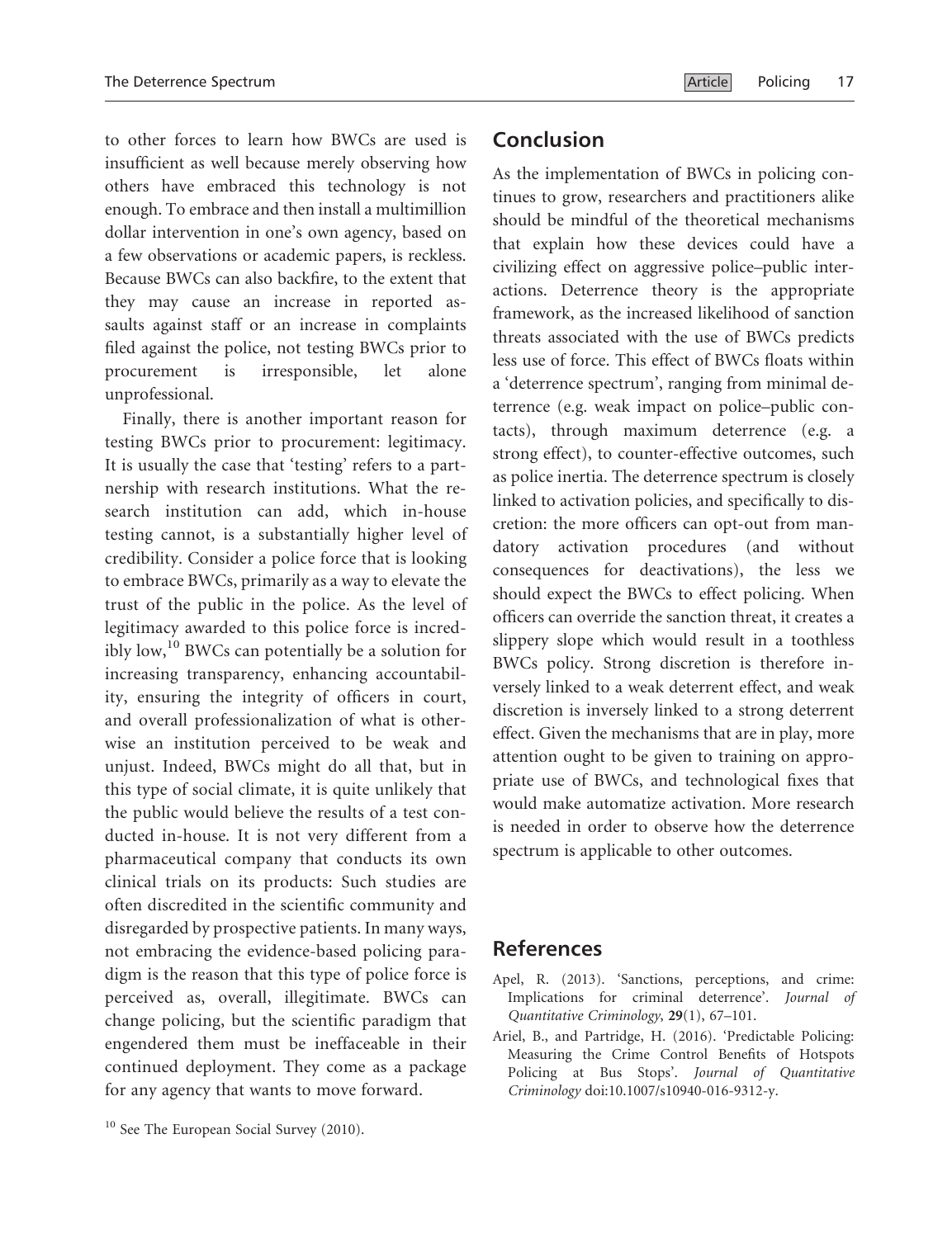to other forces to learn how BWCs are used is insufficient as well because merely observing how others have embraced this technology is not enough. To embrace and then install a multimillion dollar intervention in one's own agency, based on a few observations or academic papers, is reckless. Because BWCs can also backfire, to the extent that they may cause an increase in reported assaults against staff or an increase in complaints filed against the police, not testing BWCs prior to procurement is irresponsible, let alone unprofessional.

Finally, there is another important reason for testing BWCs prior to procurement: legitimacy. It is usually the case that 'testing' refers to a partnership with research institutions. What the research institution can add, which in-house testing cannot, is a substantially higher level of credibility. Consider a police force that is looking to embrace BWCs, primarily as a way to elevate the trust of the public in the police. As the level of legitimacy awarded to this police force is incredibly low,[10] BWCs can potentially be a solution for increasing transparency, enhancing accountability, ensuring the integrity of officers in court, and overall professionalization of what is otherwise an institution perceived to be weak and unjust. Indeed, BWCs might do all that, but in this type of social climate, it is quite unlikely that the public would believe the results of a test conducted in-house. It is not very different from a pharmaceutical company that conducts its own clinical trials on its products: Such studies are often discredited in the scientific community and disregarded by prospective patients. In many ways, not embracing the evidence-based policing paradigm is the reason that this type of police force is perceived as, overall, illegitimate. BWCs can change policing, but the scientific paradigm that engendered them must be ineffaceable in their continued deployment. They come as a package for any agency that wants to move forward.

[10] See The European Social Survey (2010).

## Conclusion

As the implementation of BWCs in policing continues to grow, researchers and practitioners alike should be mindful of the theoretical mechanisms that explain how these devices could have a civilizing effect on aggressive police–public interactions. Deterrence theory is the appropriate framework, as the increased likelihood of sanction threats associated with the use of BWCs predicts less use of force. This effect of BWCs floats within a 'deterrence spectrum', ranging from minimal deterrence (e.g. weak impact on police–public contacts), through maximum deterrence (e.g. a strong effect), to counter-effective outcomes, such as police inertia. The deterrence spectrum is closely linked to activation policies, and specifically to discretion: the more officers can opt-out from mandatory activation procedures (and without consequences for deactivations), the less we should expect the BWCs to effect policing. When officers can override the sanction threat, it creates a slippery slope which would result in a toothless BWCs policy. Strong discretion is therefore inversely linked to a weak deterrent effect, and weak discretion is inversely linked to a strong deterrent effect. Given the mechanisms that are in play, more attention ought to be given to training on appropriate use of BWCs, and technological fixes that would make automatize activation. More research is needed in order to observe how the deterrence spectrum is applicable to other outcomes.

## References

Apel, R. (2013). 'Sanctions, perceptions, and crime: Implications for criminal deterrence'. *Journal of Quantitative Criminology*, **29**(1), 67–101.

Ariel, B., and Partridge, H. (2016). 'Predictable Policing: Measuring the Crime Control Benefits of Hotspots Policing at Bus Stops'. *Journal of Quantitative Criminology* doi:10.1007/s10940-016-9312-y.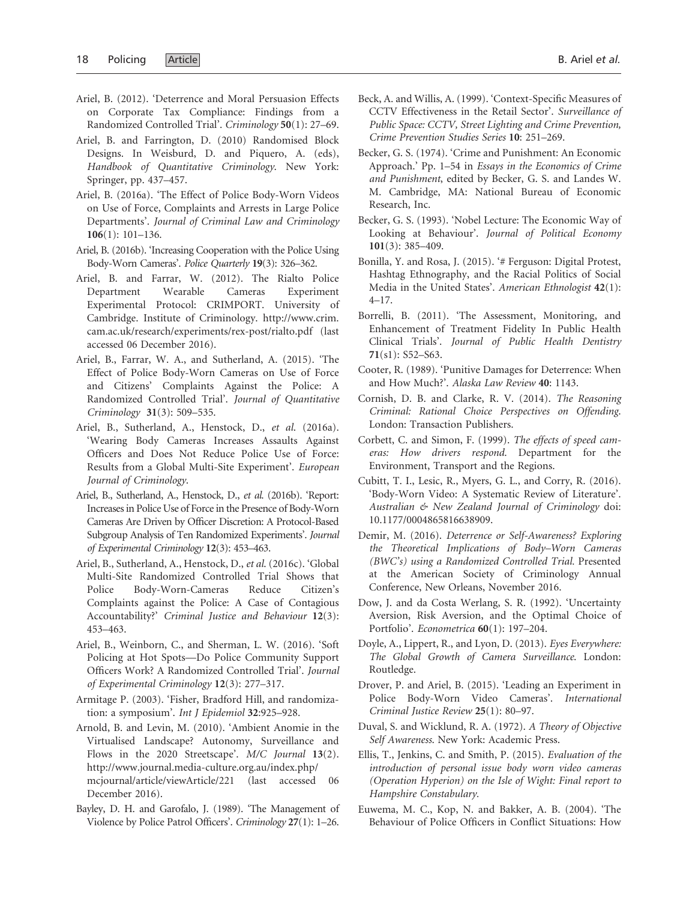Ariel, B. (2012). 'Deterrence and Moral Persuasion Effects on Corporate Tax Compliance: Findings from a Randomized Controlled Trial'. *Criminology* **50**(1): 27–69.

Ariel, B. and Farrington, D. (2010) Randomised Block Designs. In Weisburd, D. and Piquero, A. (eds), *Handbook of Quantitative Criminology*. New York: Springer, pp. 437–457.

Ariel, B. (2016a). 'The Effect of Police Body-Worn Videos on Use of Force, Complaints and Arrests in Large Police Departments'. *Journal of Criminal Law and Criminology* **106**(1): 101–136.

Ariel, B. (2016b). 'Increasing Cooperation with the Police Using Body-Worn Cameras'. *Police Quarterly* **19**(3): 326–362.

Ariel, B. and Farrar, W. (2012). The Rialto Police Department Wearable Cameras Experiment Experimental Protocol: CRIMPORT. University of Cambridge. Institute of Criminology. http://www.crim.cam.ac.uk/research/experiments/rex-post/rialto.pdf (last accessed 06 December 2016).

Ariel, B., Farrar, W. A., and Sutherland, A. (2015). 'The Effect of Police Body-Worn Cameras on Use of Force and Citizens' Complaints Against the Police: A Randomized Controlled Trial'. *Journal of Quantitative Criminology* **31**(3): 509–535.

Ariel, B., Sutherland, A., Henstock, D., *et al.* (2016a). 'Wearing Body Cameras Increases Assaults Against Officers and Does Not Reduce Police Use of Force: Results from a Global Multi-Site Experiment'. *European Journal of Criminology*.

Ariel, B., Sutherland, A., Henstock, D., *et al.* (2016b). 'Report: Increases in Police Use of Force in the Presence of Body-Worn Cameras Are Driven by Officer Discretion: A Protocol-Based Subgroup Analysis of Ten Randomized Experiments'. *Journal of Experimental Criminology* **12**(3): 453–463.

Ariel, B., Sutherland, A., Henstock, D., *et al.* (2016c). 'Global Multi-Site Randomized Controlled Trial Shows that Police Body-Worn-Cameras Reduce Citizen's Complaints against the Police: A Case of Contagious Accountability?' *Criminal Justice and Behaviour* **12**(3): 453–463.

Ariel, B., Weinborn, C., and Sherman, L. W. (2016). 'Soft Policing at Hot Spots—Do Police Community Support Officers Work? A Randomized Controlled Trial'. *Journal of Experimental Criminology* **12**(3): 277–317.

Armitage P. (2003). 'Fisher, Bradford Hill, and randomization: a symposium'. *Int J Epidemiol* **32**:925–928.

Arnold, B. and Levin, M. (2010). 'Ambient Anomie in the Virtualised Landscape? Autonomy, Surveillance and Flows in the 2020 Streetscape'. *M/C Journal* **13**(2). http://www.journal.media-culture.org.au/index.php/mcjournal/article/viewArticle/221 (last accessed 06 December 2016).

Bayley, D. H. and Garofalo, J. (1989). 'The Management of Violence by Police Patrol Officers'. *Criminology* **27**(1): 1–26.

Beck, A. and Willis, A. (1999). 'Context-Specific Measures of CCTV Effectiveness in the Retail Sector'. *Surveillance of Public Space: CCTV, Street Lighting and Crime Prevention, Crime Prevention Studies Series* **10**: 251–269.

Becker, G. S. (1974). 'Crime and Punishment: An Economic Approach.' Pp. 1–54 in *Essays in the Economics of Crime and Punishment*, edited by Becker, G. S. and Landes W. M. Cambridge, MA: National Bureau of Economic Research, Inc.

Becker, G. S. (1993). 'Nobel Lecture: The Economic Way of Looking at Behaviour'. *Journal of Political Economy* **101**(3): 385–409.

Bonilla, Y. and Rosa, J. (2015). '# Ferguson: Digital Protest, Hashtag Ethnography, and the Racial Politics of Social Media in the United States'. *American Ethnologist* **42**(1): 4–17.

Borrelli, B. (2011). 'The Assessment, Monitoring, and Enhancement of Treatment Fidelity In Public Health Clinical Trials'. *Journal of Public Health Dentistry* **71**(s1): S52–S63.

Cooter, R. (1989). 'Punitive Damages for Deterrence: When and How Much?'. *Alaska Law Review* **40**: 1143.

Cornish, D. B. and Clarke, R. V. (2014). *The Reasoning Criminal: Rational Choice Perspectives on Offending*. London: Transaction Publishers.

Corbett, C. and Simon, F. (1999). *The effects of speed cameras: How drivers respond*. Department for the Environment, Transport and the Regions.

Cubitt, T. I., Lesic, R., Myers, G. L., and Corry, R. (2016). 'Body-Worn Video: A Systematic Review of Literature'. *Australian & New Zealand Journal of Criminology* doi: 10.1177/0004865816638909.

Demir, M. (2016). *Deterrence or Self-Awareness? Exploring the Theoretical Implications of Body–Worn Cameras (BWC's) using a Randomized Controlled Trial*. Presented at the American Society of Criminology Annual Conference, New Orleans, November 2016.

Dow, J. and da Costa Werlang, S. R. (1992). 'Uncertainty Aversion, Risk Aversion, and the Optimal Choice of Portfolio'. *Econometrica* **60**(1): 197–204.

Doyle, A., Lippert, R., and Lyon, D. (2013). *Eyes Everywhere: The Global Growth of Camera Surveillance*. London: Routledge.

Drover, P. and Ariel, B. (2015). 'Leading an Experiment in Police Body-Worn Video Cameras'. *International Criminal Justice Review* **25**(1): 80–97.

Duval, S. and Wicklund, R. A. (1972). *A Theory of Objective Self Awareness*. New York: Academic Press.

Ellis, T., Jenkins, C. and Smith, P. (2015). *Evaluation of the introduction of personal issue body worn video cameras (Operation Hyperion) on the Isle of Wight: Final report to Hampshire Constabulary.*

Euwema, M. C., Kop, N. and Bakker, A. B. (2004). 'The Behaviour of Police Officers in Conflict Situations: How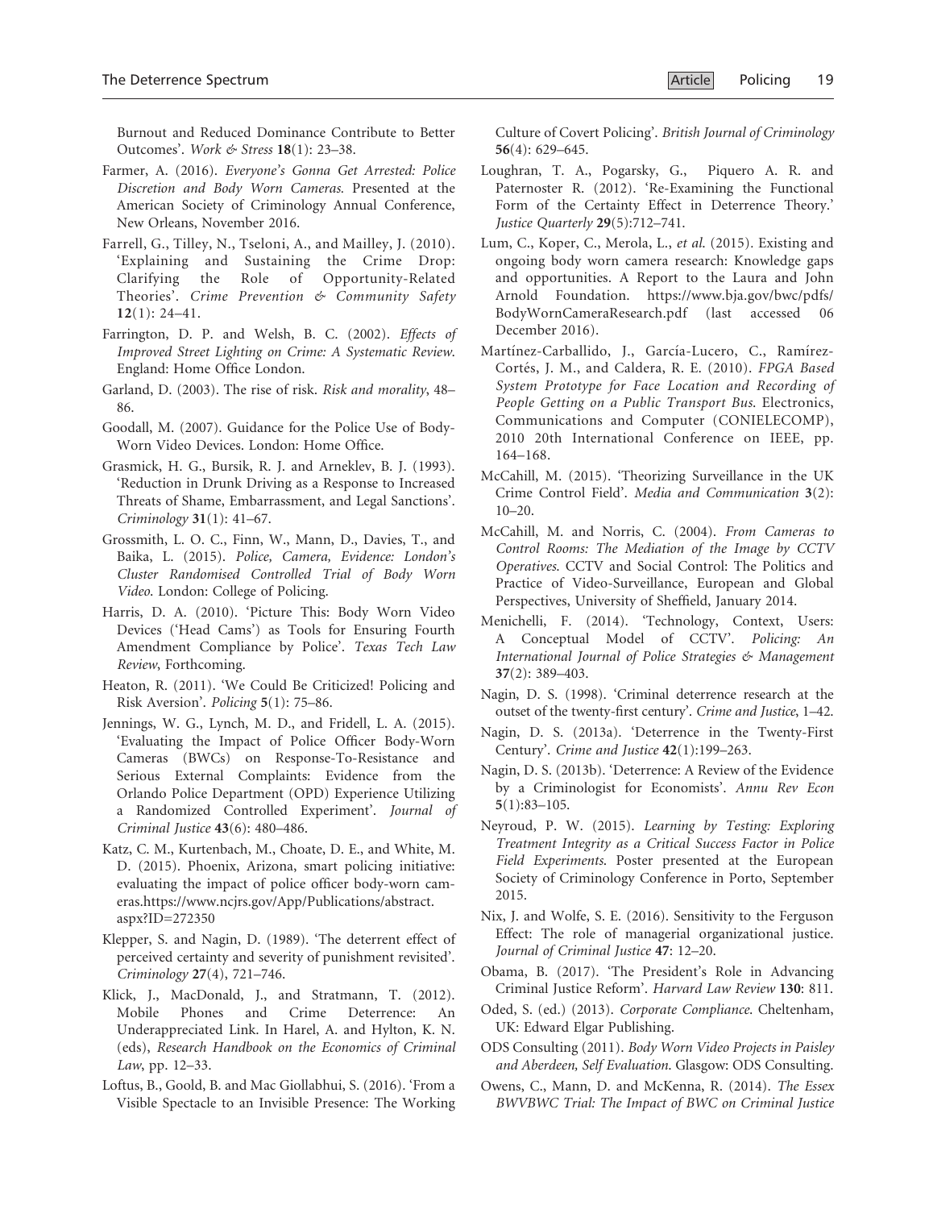Burnout and Reduced Dominance Contribute to Better Outcomes'. *Work & Stress* **18**(1): 23–38.

Farmer, A. (2016). *Everyone's Gonna Get Arrested: Police Discretion and Body Worn Cameras*. Presented at the American Society of Criminology Annual Conference, New Orleans, November 2016.

Farrell, G., Tilley, N., Tseloni, A., and Mailley, J. (2010). 'Explaining and Sustaining the Crime Drop: Clarifying the Role of Opportunity-Related Theories'. *Crime Prevention & Community Safety* **12**(1): 24–41.

Farrington, D. P. and Welsh, B. C. (2002). *Effects of Improved Street Lighting on Crime: A Systematic Review*. England: Home Office London.

Garland, D. (2003). The rise of risk. *Risk and morality*, 48–86.

Goodall, M. (2007). Guidance for the Police Use of Body-Worn Video Devices. London: Home Office.

Grasmick, H. G., Bursik, R. J. and Arneklev, B. J. (1993). 'Reduction in Drunk Driving as a Response to Increased Threats of Shame, Embarrassment, and Legal Sanctions'. *Criminology* **31**(1): 41–67.

Grossmith, L. O. C., Finn, W., Mann, D., Davies, T., and Baika, L. (2015). *Police, Camera, Evidence: London's Cluster Randomised Controlled Trial of Body Worn Video*. London: College of Policing.

Harris, D. A. (2010). 'Picture This: Body Worn Video Devices ('Head Cams') as Tools for Ensuring Fourth Amendment Compliance by Police'. *Texas Tech Law Review*, Forthcoming.

Heaton, R. (2011). 'We Could Be Criticized! Policing and Risk Aversion'. *Policing* **5**(1): 75–86.

Jennings, W. G., Lynch, M. D., and Fridell, L. A. (2015). 'Evaluating the Impact of Police Officer Body-Worn Cameras (BWCs) on Response-To-Resistance and Serious External Complaints: Evidence from the Orlando Police Department (OPD) Experience Utilizing a Randomized Controlled Experiment'. *Journal of Criminal Justice* **43**(6): 480–486.

Katz, C. M., Kurtenbach, M., Choate, D. E., and White, M. D. (2015). Phoenix, Arizona, smart policing initiative: evaluating the impact of police officer body-worn cameras.https://www.ncjrs.gov/App/Publications/abstract.aspx?ID=272350

Klepper, S. and Nagin, D. (1989). 'The deterrent effect of perceived certainty and severity of punishment revisited'. *Criminology* **27**(4), 721–746.

Klick, J., MacDonald, J., and Stratmann, T. (2012). Mobile Phones and Crime Deterrence: An Underappreciated Link. In Harel, A. and Hylton, K. N. (eds), *Research Handbook on the Economics of Criminal Law*, pp. 12–33.

Loftus, B., Goold, B. and Mac Giollabhui, S. (2016). 'From a Visible Spectacle to an Invisible Presence: The Working Culture of Covert Policing'. *British Journal of Criminology* **56**(4): 629–645.

Loughran, T. A., Pogarsky, G., Piquero A. R. and Paternoster R. (2012). 'Re-Examining the Functional Form of the Certainty Effect in Deterrence Theory.' *Justice Quarterly* **29**(5):712–741.

Lum, C., Koper, C., Merola, L., *et al*. (2015). Existing and ongoing body worn camera research: Knowledge gaps and opportunities. A Report to the Laura and John Arnold Foundation. https://www.bja.gov/bwc/pdfs/BodyWornCameraResearch.pdf (last accessed 06 December 2016).

Martínez-Carballido, J., García-Lucero, C., Ramírez-Cortés, J. M., and Caldera, R. E. (2010). *FPGA Based System Prototype for Face Location and Recording of People Getting on a Public Transport Bus*. Electronics, Communications and Computer (CONIELECOMP), 2010 20th International Conference on IEEE, pp. 164–168.

McCahill, M. (2015). 'Theorizing Surveillance in the UK Crime Control Field'. *Media and Communication* **3**(2): 10–20.

McCahill, M. and Norris, C. (2004). *From Cameras to Control Rooms: The Mediation of the Image by CCTV Operatives*. CCTV and Social Control: The Politics and Practice of Video-Surveillance, European and Global Perspectives, University of Sheffield, January 2014.

Menichelli, F. (2014). 'Technology, Context, Users: A Conceptual Model of CCTV'. *Policing: An International Journal of Police Strategies & Management* **37**(2): 389–403.

Nagin, D. S. (1998). 'Criminal deterrence research at the outset of the twenty-first century'. *Crime and Justice*, 1–42.

Nagin, D. S. (2013a). 'Deterrence in the Twenty-First Century'. *Crime and Justice* **42**(1):199–263.

Nagin, D. S. (2013b). 'Deterrence: A Review of the Evidence by a Criminologist for Economists'. *Annu Rev Econ* **5**(1):83–105.

Neyroud, P. W. (2015). *Learning by Testing: Exploring Treatment Integrity as a Critical Success Factor in Police Field Experiments*. Poster presented at the European Society of Criminology Conference in Porto, September 2015.

Nix, J. and Wolfe, S. E. (2016). Sensitivity to the Ferguson Effect: The role of managerial organizational justice. *Journal of Criminal Justice* **47**: 12–20.

Obama, B. (2017). 'The President's Role in Advancing Criminal Justice Reform'. *Harvard Law Review* **130**: 811.

Oded, S. (ed.) (2013). *Corporate Compliance*. Cheltenham, UK: Edward Elgar Publishing.

ODS Consulting (2011). *Body Worn Video Projects in Paisley and Aberdeen, Self Evaluation*. Glasgow: ODS Consulting.

Owens, C., Mann, D. and McKenna, R. (2014). *The Essex BWVBWC Trial: The Impact of BWC on Criminal Justice*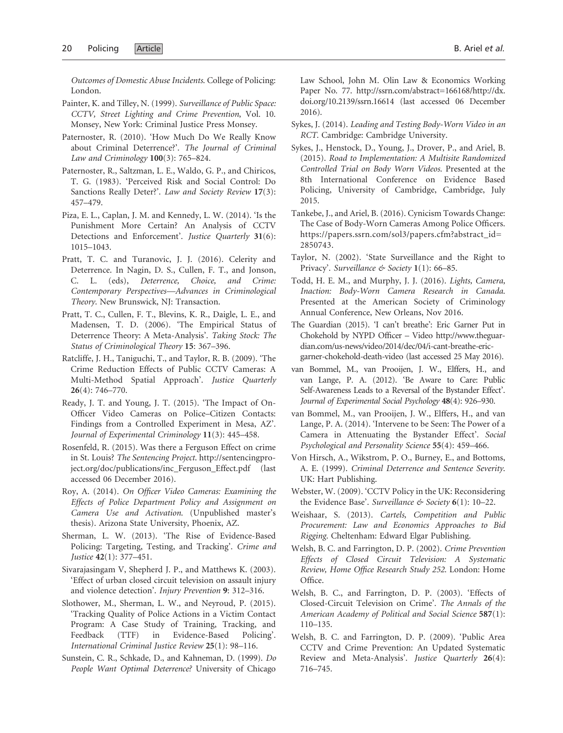*Outcomes of Domestic Abuse Incidents*. College of Policing: London.

Painter, K. and Tilley, N. (1999). *Surveillance of Public Space: CCTV, Street Lighting and Crime Prevention*, Vol. 10. Monsey, New York: Criminal Justice Press Monsey.

Paternoster, R. (2010). 'How Much Do We Really Know about Criminal Deterrence?'. *The Journal of Criminal Law and Criminology* **100**(3): 765–824.

Paternoster, R., Saltzman, L. E., Waldo, G. P., and Chiricos, T. G. (1983). 'Perceived Risk and Social Control: Do Sanctions Really Deter?'. *Law and Society Review* **17**(3): 457–479.

Piza, E. L., Caplan, J. M. and Kennedy, L. W. (2014). 'Is the Punishment More Certain? An Analysis of CCTV Detections and Enforcement'. *Justice Quarterly* **31**(6): 1015–1043.

Pratt, T. C. and Turanovic, J. J. (2016). Celerity and Deterrence. In Nagin, D. S., Cullen, F. T., and Jonson, C. L. (eds), *Deterrence, Choice, and Crime: Contemporary Perspectives—Advances in Criminological Theory*. New Brunswick, NJ: Transaction.

Pratt, T. C., Cullen, F. T., Blevins, K. R., Daigle, L. E., and Madensen, T. D. (2006). 'The Empirical Status of Deterrence Theory: A Meta-Analysis'. *Taking Stock: The Status of Criminological Theory* **15**: 367–396.

Ratcliffe, J. H., Taniguchi, T., and Taylor, R. B. (2009). 'The Crime Reduction Effects of Public CCTV Cameras: A Multi-Method Spatial Approach'. *Justice Quarterly* **26**(4): 746–770.

Ready, J. T. and Young, J. T. (2015). 'The Impact of On-Officer Video Cameras on Police–Citizen Contacts: Findings from a Controlled Experiment in Mesa, AZ'. *Journal of Experimental Criminology* **11**(3): 445–458.

Rosenfeld, R. (2015). Was there a Ferguson Effect on crime in St. Louis? *The Sentencing Project*. http://sentencingproject.org/doc/publications/inc_Ferguson_Effect.pdf (last accessed 06 December 2016).

Roy, A. (2014). *On Officer Video Cameras: Examining the Effects of Police Department Policy and Assignment on Camera Use and Activation*. (Unpublished master's thesis). Arizona State University, Phoenix, AZ.

Sherman, L. W. (2013). 'The Rise of Evidence-Based Policing: Targeting, Testing, and Tracking'. *Crime and Justice* **42**(1): 377–451.

Sivarajasingam V, Shepherd J. P., and Matthews K. (2003). 'Effect of urban closed circuit television on assault injury and violence detection'. *Injury Prevention* **9**: 312–316.

Slothower, M., Sherman, L. W., and Neyroud, P. (2015). 'Tracking Quality of Police Actions in a Victim Contact Program: A Case Study of Training, Tracking, and Feedback (TTF) in Evidence-Based Policing'. *International Criminal Justice Review* **25**(1): 98–116.

Sunstein, C. R., Schkade, D., and Kahneman, D. (1999). *Do People Want Optimal Deterrence?* University of Chicago Law School, John M. Olin Law & Economics Working Paper No. 77. http://ssrn.com/abstract=166168/http://dx.doi.org/10.2139/ssrn.16614 (last accessed 06 December 2016).

Sykes, J. (2014). *Leading and Testing Body-Worn Video in an RCT*. Cambridge: Cambridge University.

Sykes, J., Henstock, D., Young, J., Drover, P., and Ariel, B. (2015). *Road to Implementation: A Multisite Randomized Controlled Trial on Body Worn Videos*. Presented at the 8th International Conference on Evidence Based Policing, University of Cambridge, Cambridge, July 2015.

Tankebe, J., and Ariel, B. (2016). Cynicism Towards Change: The Case of Body-Worn Cameras Among Police Officers. https://papers.ssrn.com/sol3/papers.cfm?abstract_id=2850743.

Taylor, N. (2002). 'State Surveillance and the Right to Privacy'. *Surveillance & Society* **1**(1): 66–85.

Todd, H. E. M., and Murphy, J. J. (2016). *Lights, Camera, Inaction: Body-Worn Camera Research in Canada*. Presented at the American Society of Criminology Annual Conference, New Orleans, Nov 2016.

The Guardian (2015). 'I can't breathe': Eric Garner Put in Chokehold by NYPD Officer – Video http://www.theguardian.com/us-news/video/2014/dec/04/i-cant-breathe-eric-garner-chokehold-death-video (last accessed 25 May 2016).

van Bommel, M., van Prooijen, J. W., Elffers, H., and van Lange, P. A. (2012). 'Be Aware to Care: Public Self-Awareness Leads to a Reversal of the Bystander Effect'. *Journal of Experimental Social Psychology* **48**(4): 926–930.

van Bommel, M., van Prooijen, J. W., Elffers, H., and van Lange, P. A. (2014). 'Intervene to be Seen: The Power of a Camera in Attenuating the Bystander Effect'. *Social Psychological and Personality Science* **55**(4): 459–466.

Von Hirsch, A., Wikstrom, P. O., Burney, E., and Bottoms, A. E. (1999). *Criminal Deterrence and Sentence Severity*. UK: Hart Publishing.

Webster, W. (2009). 'CCTV Policy in the UK: Reconsidering the Evidence Base'. *Surveillance & Society* **6**(1): 10–22.

Weishaar, S. (2013). *Cartels, Competition and Public Procurement: Law and Economics Approaches to Bid Rigging*. Cheltenham: Edward Elgar Publishing.

Welsh, B. C. and Farrington, D. P. (2002). *Crime Prevention Effects of Closed Circuit Television: A Systematic Review, Home Office Research Study 252*. London: Home Office.

Welsh, B. C., and Farrington, D. P. (2003). 'Effects of Closed-Circuit Television on Crime'. *The Annals of the American Academy of Political and Social Science* **587**(1): 110–135.

Welsh, B. C. and Farrington, D. P. (2009). 'Public Area CCTV and Crime Prevention: An Updated Systematic Review and Meta-Analysis'. *Justice Quarterly* **26**(4): 716–745.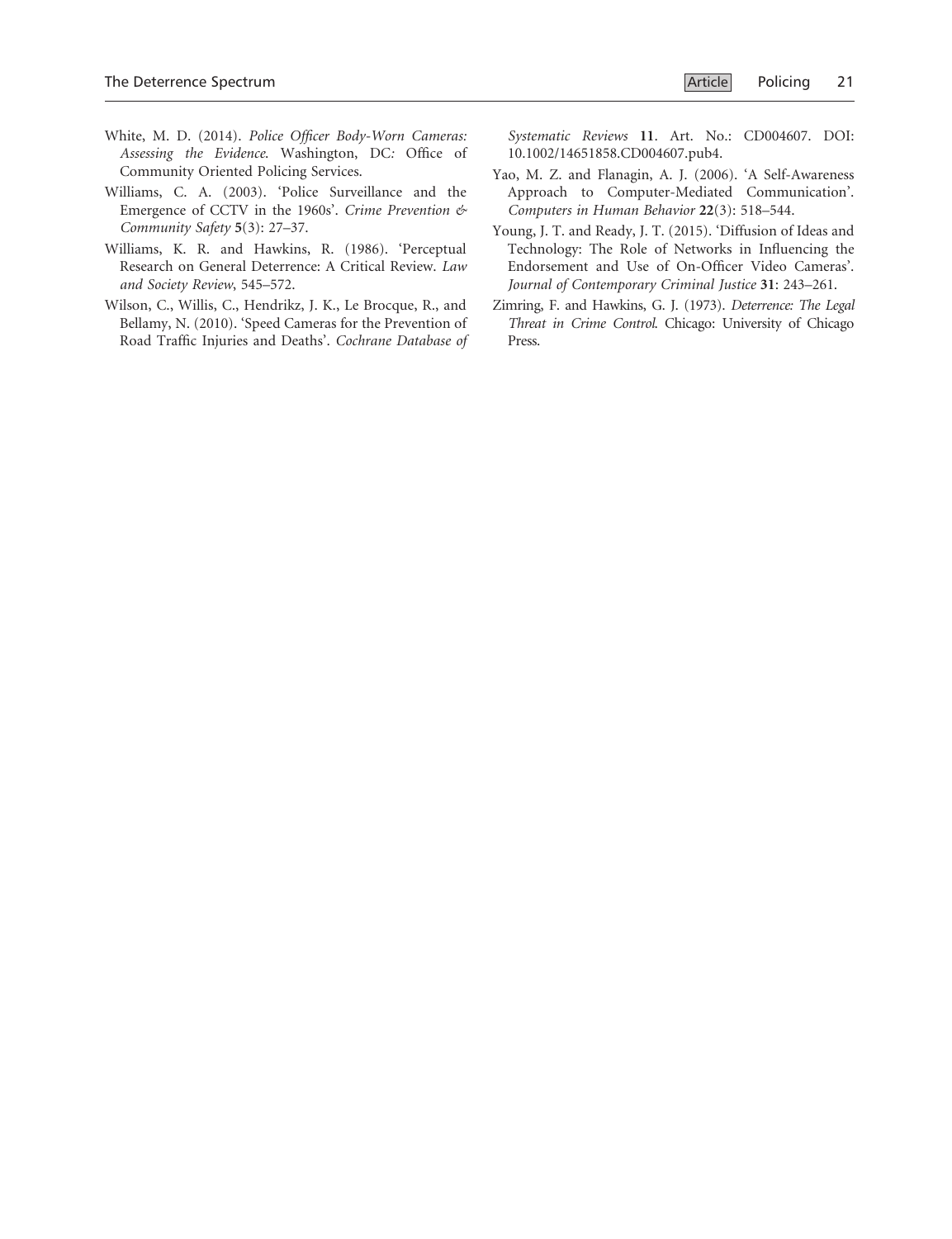White, M. D. (2014). *Police Officer Body-Worn Cameras: Assessing the Evidence*. Washington, DC: Office of Community Oriented Policing Services.

Williams, C. A. (2003). 'Police Surveillance and the Emergence of CCTV in the 1960s'. *Crime Prevention & Community Safety* **5**(3): 27–37.

Williams, K. R. and Hawkins, R. (1986). 'Perceptual Research on General Deterrence: A Critical Review. *Law and Society Review*, 545–572.

Wilson, C., Willis, C., Hendrikz, J. K., Le Brocque, R., and Bellamy, N. (2010). 'Speed Cameras for the Prevention of Road Traffic Injuries and Deaths'. *Cochrane Database of Systematic Reviews* **11**. Art. No.: CD004607. DOI: 10.1002/14651858.CD004607.pub4.

Yao, M. Z. and Flanagin, A. J. (2006). 'A Self-Awareness Approach to Computer-Mediated Communication'. *Computers in Human Behavior* **22**(3): 518–544.

Young, J. T. and Ready, J. T. (2015). 'Diffusion of Ideas and Technology: The Role of Networks in Influencing the Endorsement and Use of On-Officer Video Cameras'. *Journal of Contemporary Criminal Justice* **31**: 243–261.

Zimring, F. and Hawkins, G. J. (1973). *Deterrence: The Legal Threat in Crime Control*. Chicago: University of Chicago Press.